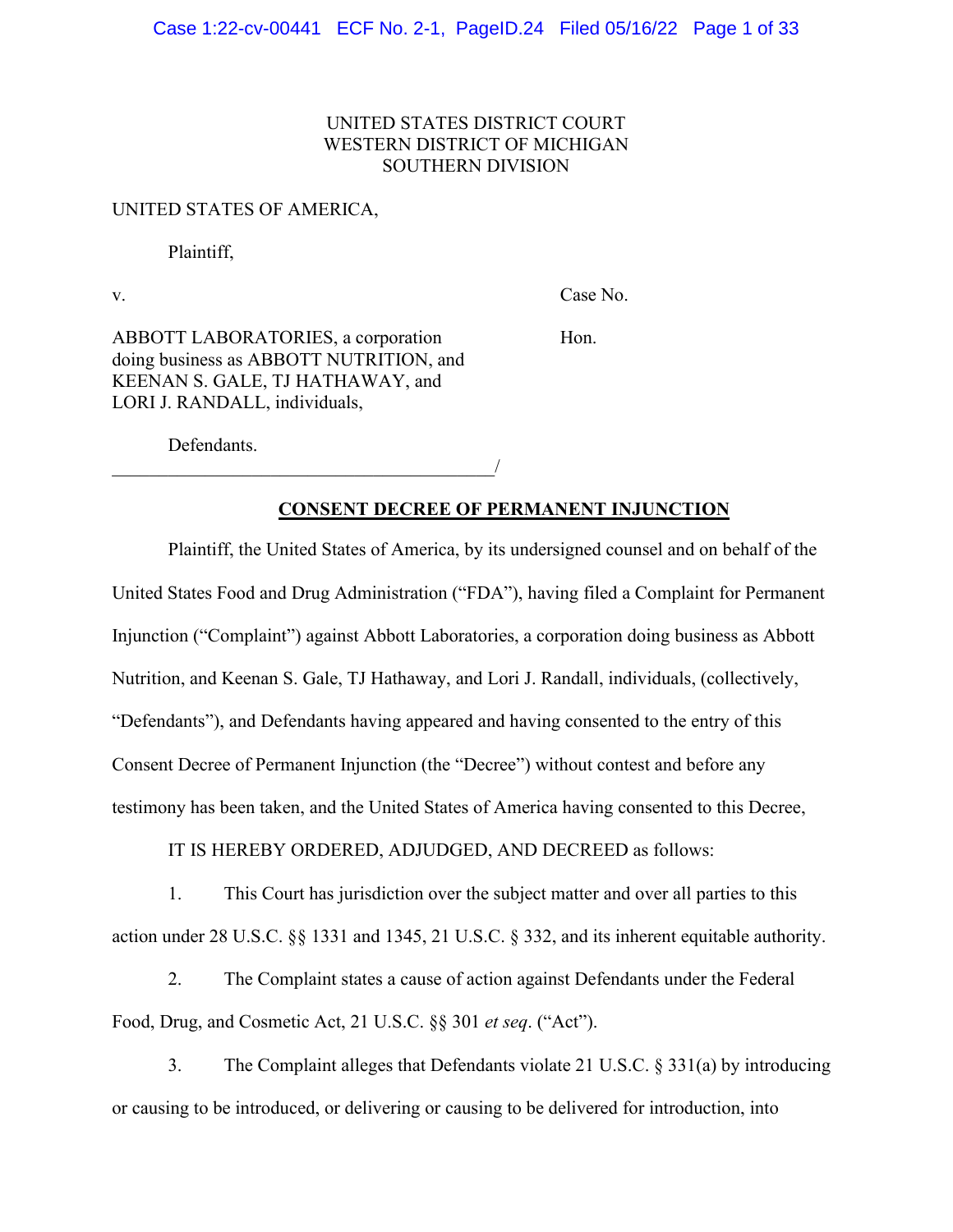UNITED STATES DISTRICT COURT
WESTERN DISTRICT OF MICHIGAN
SOUTHERN DIVISION

UNITED STATES OF AMERICA,

Plaintiff,

v.

Case No.

Hon.

ABBOTT LABORATORIES, a corporation doing business as ABBOTT NUTRITION, and KEENAN S. GALE, TJ HATHAWAY, and LORI J. RANDALL, individuals,

Defendants.

_______________________________________/

## CONSENT DECREE OF PERMANENT INJUNCTION

Plaintiff, the United States of America, by its undersigned counsel and on behalf of the United States Food and Drug Administration ("FDA"), having filed a Complaint for Permanent Injunction ("Complaint") against Abbott Laboratories, a corporation doing business as Abbott Nutrition, and Keenan S. Gale, TJ Hathaway, and Lori J. Randall, individuals, (collectively, "Defendants"), and Defendants having appeared and having consented to the entry of this Consent Decree of Permanent Injunction (the "Decree") without contest and before any testimony has been taken, and the United States of America having consented to this Decree,

IT IS HEREBY ORDERED, ADJUDGED, AND DECREED as follows:

1. This Court has jurisdiction over the subject matter and over all parties to this action under 28 U.S.C. §§ 1331 and 1345, 21 U.S.C. § 332, and its inherent equitable authority.

2. The Complaint states a cause of action against Defendants under the Federal Food, Drug, and Cosmetic Act, 21 U.S.C. §§ 301 *et seq*. ("Act").

3. The Complaint alleges that Defendants violate 21 U.S.C. § 331(a) by introducing or causing to be introduced, or delivering or causing to be delivered for introduction, into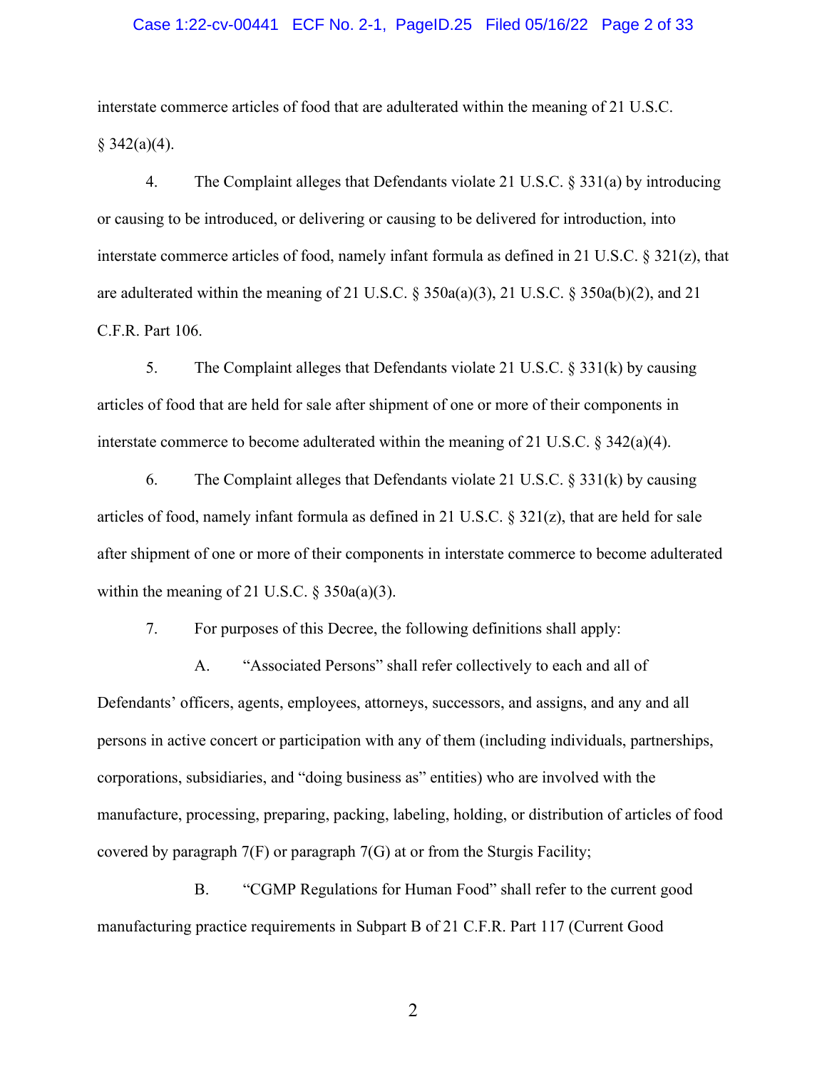interstate commerce articles of food that are adulterated within the meaning of 21 U.S.C. § 342(a)(4).

4. The Complaint alleges that Defendants violate 21 U.S.C. § 331(a) by introducing or causing to be introduced, or delivering or causing to be delivered for introduction, into interstate commerce articles of food, namely infant formula as defined in 21 U.S.C. § 321(z), that are adulterated within the meaning of 21 U.S.C. § 350a(a)(3), 21 U.S.C. § 350a(b)(2), and 21 C.F.R. Part 106.

5. The Complaint alleges that Defendants violate 21 U.S.C. § 331(k) by causing articles of food that are held for sale after shipment of one or more of their components in interstate commerce to become adulterated within the meaning of 21 U.S.C. § 342(a)(4).

6. The Complaint alleges that Defendants violate 21 U.S.C. § 331(k) by causing articles of food, namely infant formula as defined in 21 U.S.C. § 321(z), that are held for sale after shipment of one or more of their components in interstate commerce to become adulterated within the meaning of 21 U.S.C. § 350a(a)(3).

7. For purposes of this Decree, the following definitions shall apply:

A. "Associated Persons" shall refer collectively to each and all of Defendants' officers, agents, employees, attorneys, successors, and assigns, and any and all persons in active concert or participation with any of them (including individuals, partnerships, corporations, subsidiaries, and "doing business as" entities) who are involved with the manufacture, processing, preparing, packing, labeling, holding, or distribution of articles of food covered by paragraph 7(F) or paragraph 7(G) at or from the Sturgis Facility;

B. "CGMP Regulations for Human Food" shall refer to the current good manufacturing practice requirements in Subpart B of 21 C.F.R. Part 117 (Current Good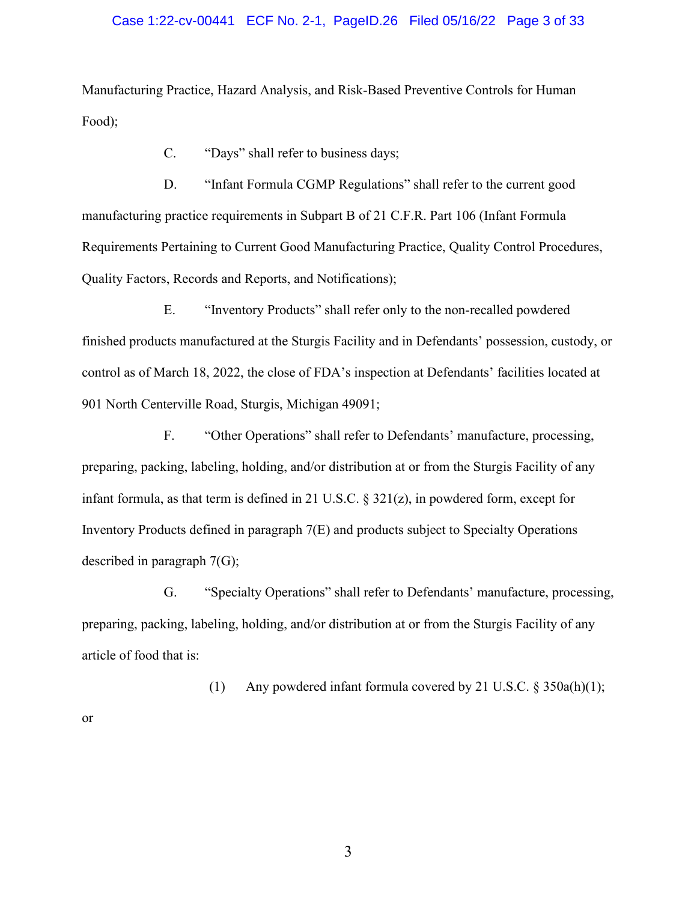Manufacturing Practice, Hazard Analysis, and Risk-Based Preventive Controls for Human Food);

C. "Days" shall refer to business days;

D. "Infant Formula CGMP Regulations" shall refer to the current good manufacturing practice requirements in Subpart B of 21 C.F.R. Part 106 (Infant Formula Requirements Pertaining to Current Good Manufacturing Practice, Quality Control Procedures, Quality Factors, Records and Reports, and Notifications);

E. "Inventory Products" shall refer only to the non-recalled powdered finished products manufactured at the Sturgis Facility and in Defendants' possession, custody, or control as of March 18, 2022, the close of FDA's inspection at Defendants' facilities located at 901 North Centerville Road, Sturgis, Michigan 49091;

F. "Other Operations" shall refer to Defendants' manufacture, processing, preparing, packing, labeling, holding, and/or distribution at or from the Sturgis Facility of any infant formula, as that term is defined in 21 U.S.C. § 321(z), in powdered form, except for Inventory Products defined in paragraph 7(E) and products subject to Specialty Operations described in paragraph 7(G);

G. "Specialty Operations" shall refer to Defendants' manufacture, processing, preparing, packing, labeling, holding, and/or distribution at or from the Sturgis Facility of any article of food that is:

(1) Any powdered infant formula covered by 21 U.S.C. § 350a(h)(1); or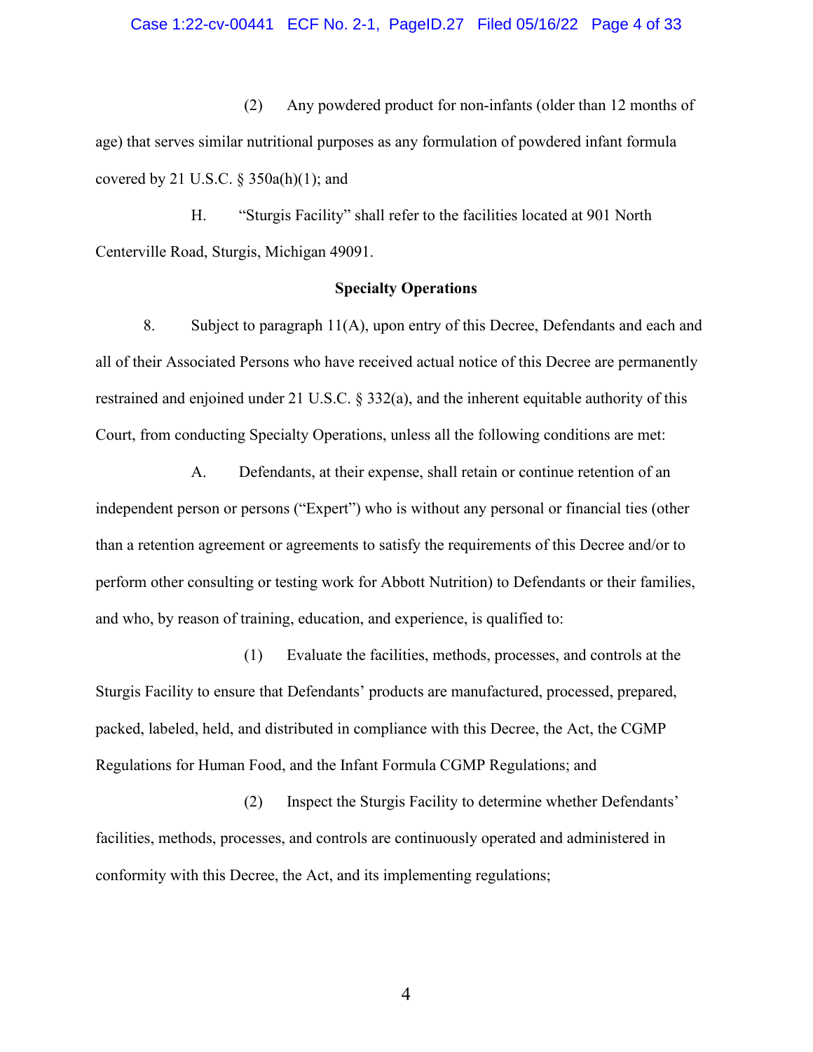(2) Any powdered product for non-infants (older than 12 months of age) that serves similar nutritional purposes as any formulation of powdered infant formula covered by 21 U.S.C. § 350a(h)(1); and

H. "Sturgis Facility" shall refer to the facilities located at 901 North Centerville Road, Sturgis, Michigan 49091.

**Specialty Operations**

8. Subject to paragraph 11(A), upon entry of this Decree, Defendants and each and all of their Associated Persons who have received actual notice of this Decree are permanently restrained and enjoined under 21 U.S.C. § 332(a), and the inherent equitable authority of this Court, from conducting Specialty Operations, unless all the following conditions are met:

A. Defendants, at their expense, shall retain or continue retention of an independent person or persons ("Expert") who is without any personal or financial ties (other than a retention agreement or agreements to satisfy the requirements of this Decree and/or to perform other consulting or testing work for Abbott Nutrition) to Defendants or their families, and who, by reason of training, education, and experience, is qualified to:

(1) Evaluate the facilities, methods, processes, and controls at the Sturgis Facility to ensure that Defendants' products are manufactured, processed, prepared, packed, labeled, held, and distributed in compliance with this Decree, the Act, the CGMP Regulations for Human Food, and the Infant Formula CGMP Regulations; and

(2) Inspect the Sturgis Facility to determine whether Defendants' facilities, methods, processes, and controls are continuously operated and administered in conformity with this Decree, the Act, and its implementing regulations;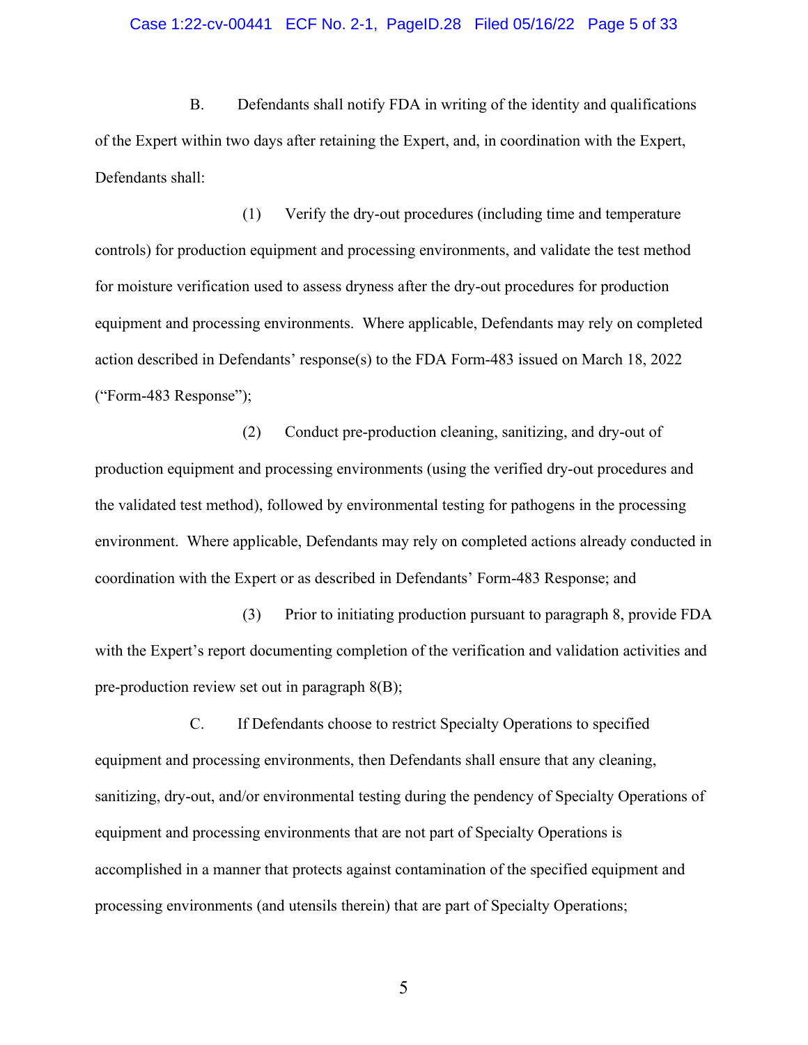B. Defendants shall notify FDA in writing of the identity and qualifications of the Expert within two days after retaining the Expert, and, in coordination with the Expert, Defendants shall:

(1) Verify the dry-out procedures (including time and temperature controls) for production equipment and processing environments, and validate the test method for moisture verification used to assess dryness after the dry-out procedures for production equipment and processing environments. Where applicable, Defendants may rely on completed action described in Defendants' response(s) to the FDA Form-483 issued on March 18, 2022 ("Form-483 Response");

(2) Conduct pre-production cleaning, sanitizing, and dry-out of production equipment and processing environments (using the verified dry-out procedures and the validated test method), followed by environmental testing for pathogens in the processing environment. Where applicable, Defendants may rely on completed actions already conducted in coordination with the Expert or as described in Defendants' Form-483 Response; and

(3) Prior to initiating production pursuant to paragraph 8, provide FDA with the Expert's report documenting completion of the verification and validation activities and pre-production review set out in paragraph 8(B);

C. If Defendants choose to restrict Specialty Operations to specified equipment and processing environments, then Defendants shall ensure that any cleaning, sanitizing, dry-out, and/or environmental testing during the pendency of Specialty Operations of equipment and processing environments that are not part of Specialty Operations is accomplished in a manner that protects against contamination of the specified equipment and processing environments (and utensils therein) that are part of Specialty Operations;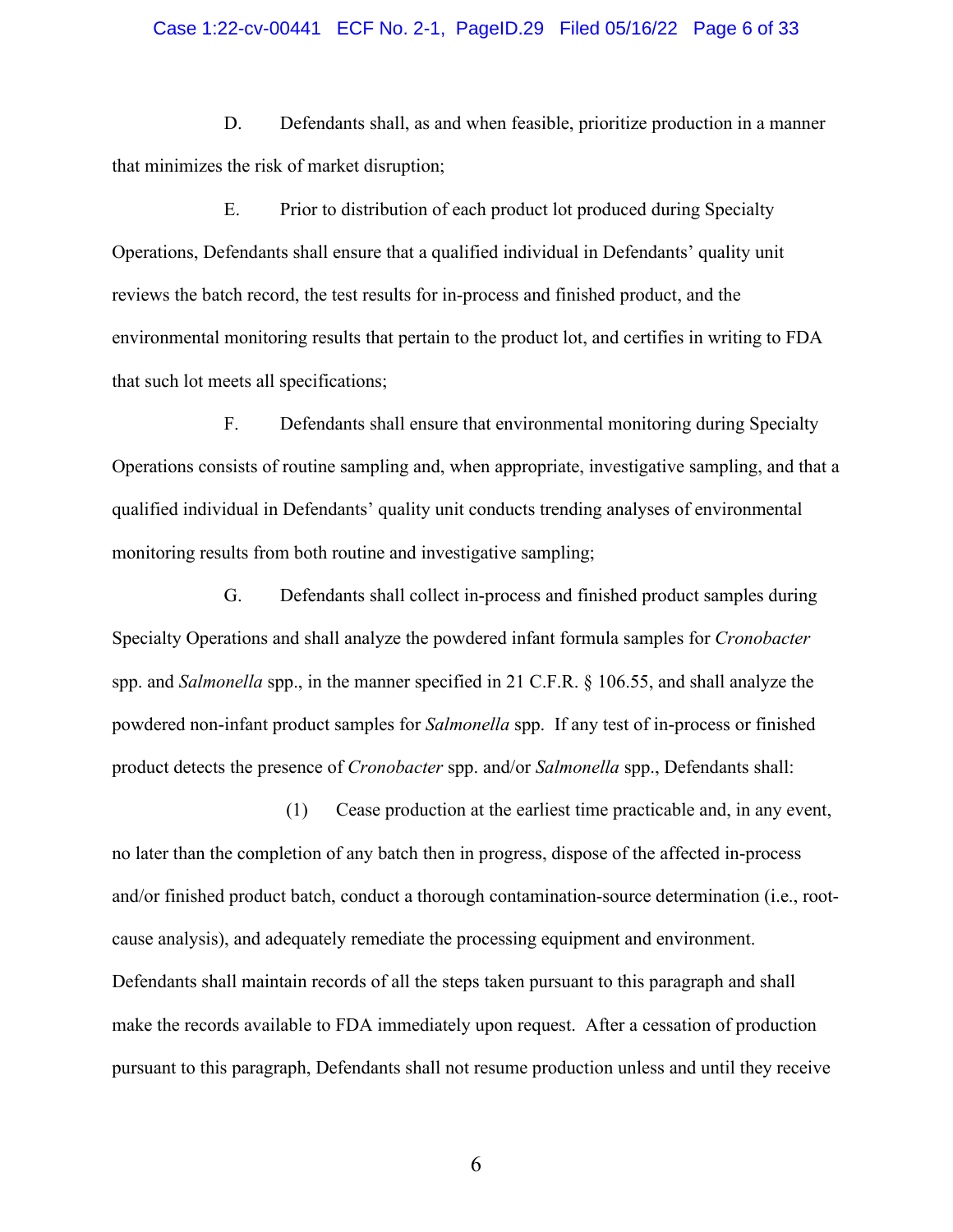D. Defendants shall, as and when feasible, prioritize production in a manner that minimizes the risk of market disruption;

E. Prior to distribution of each product lot produced during Specialty Operations, Defendants shall ensure that a qualified individual in Defendants' quality unit reviews the batch record, the test results for in-process and finished product, and the environmental monitoring results that pertain to the product lot, and certifies in writing to FDA that such lot meets all specifications;

F. Defendants shall ensure that environmental monitoring during Specialty Operations consists of routine sampling and, when appropriate, investigative sampling, and that a qualified individual in Defendants' quality unit conducts trending analyses of environmental monitoring results from both routine and investigative sampling;

G. Defendants shall collect in-process and finished product samples during Specialty Operations and shall analyze the powdered infant formula samples for *Cronobacter* spp. and *Salmonella* spp., in the manner specified in 21 C.F.R. § 106.55, and shall analyze the powdered non-infant product samples for *Salmonella* spp. If any test of in-process or finished product detects the presence of *Cronobacter* spp. and/or *Salmonella* spp., Defendants shall:

(1) Cease production at the earliest time practicable and, in any event, no later than the completion of any batch then in progress, dispose of the affected in-process and/or finished product batch, conduct a thorough contamination-source determination (i.e., root-cause analysis), and adequately remediate the processing equipment and environment. Defendants shall maintain records of all the steps taken pursuant to this paragraph and shall make the records available to FDA immediately upon request. After a cessation of production pursuant to this paragraph, Defendants shall not resume production unless and until they receive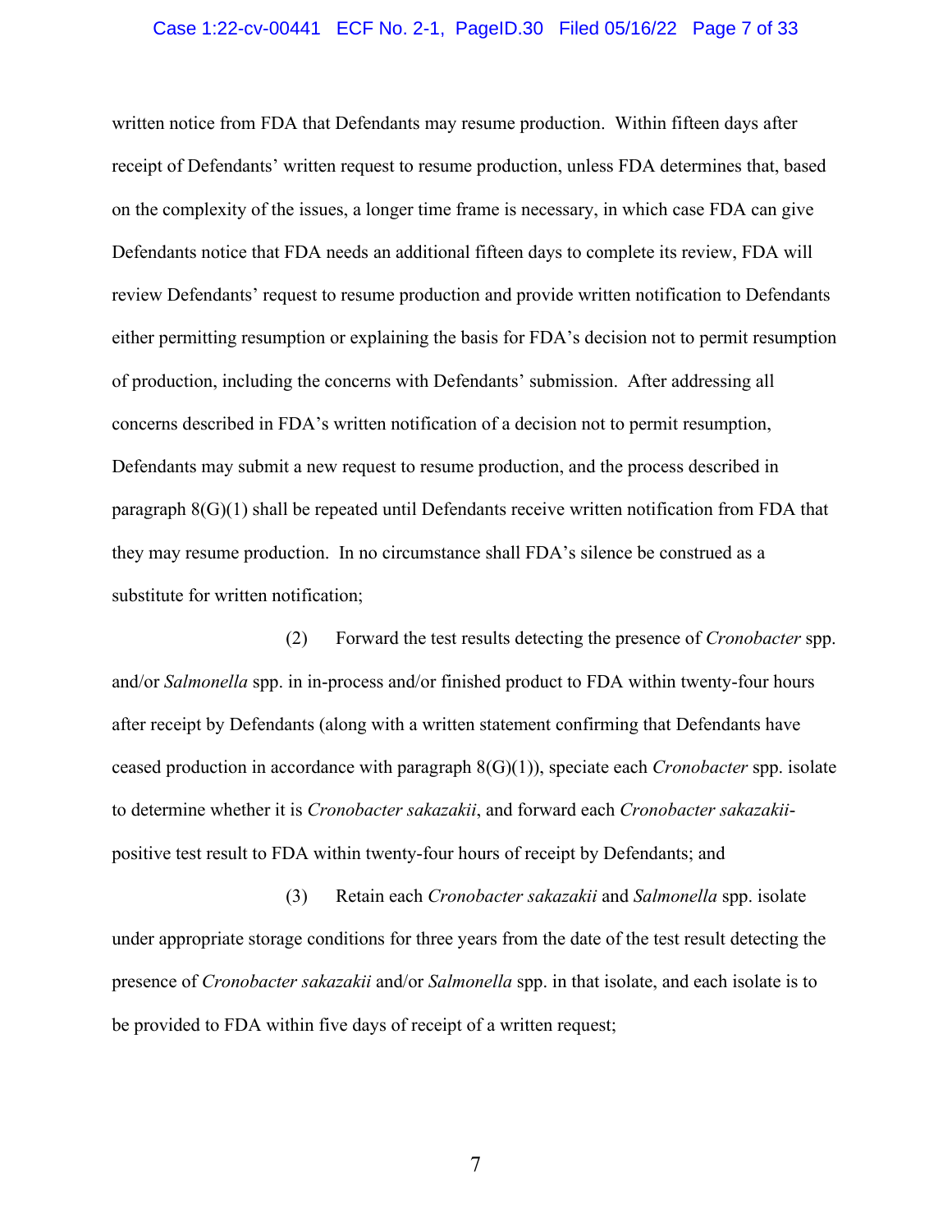written notice from FDA that Defendants may resume production. Within fifteen days after receipt of Defendants' written request to resume production, unless FDA determines that, based on the complexity of the issues, a longer time frame is necessary, in which case FDA can give Defendants notice that FDA needs an additional fifteen days to complete its review, FDA will review Defendants' request to resume production and provide written notification to Defendants either permitting resumption or explaining the basis for FDA's decision not to permit resumption of production, including the concerns with Defendants' submission. After addressing all concerns described in FDA's written notification of a decision not to permit resumption, Defendants may submit a new request to resume production, and the process described in paragraph 8(G)(1) shall be repeated until Defendants receive written notification from FDA that they may resume production. In no circumstance shall FDA's silence be construed as a substitute for written notification;

(2) Forward the test results detecting the presence of *Cronobacter* spp. and/or *Salmonella* spp. in in-process and/or finished product to FDA within twenty-four hours after receipt by Defendants (along with a written statement confirming that Defendants have ceased production in accordance with paragraph 8(G)(1)), speciate each *Cronobacter* spp. isolate to determine whether it is *Cronobacter sakazakii*, and forward each *Cronobacter sakazakii*-positive test result to FDA within twenty-four hours of receipt by Defendants; and

(3) Retain each *Cronobacter sakazakii* and *Salmonella* spp. isolate under appropriate storage conditions for three years from the date of the test result detecting the presence of *Cronobacter sakazakii* and/or *Salmonella* spp. in that isolate, and each isolate is to be provided to FDA within five days of receipt of a written request;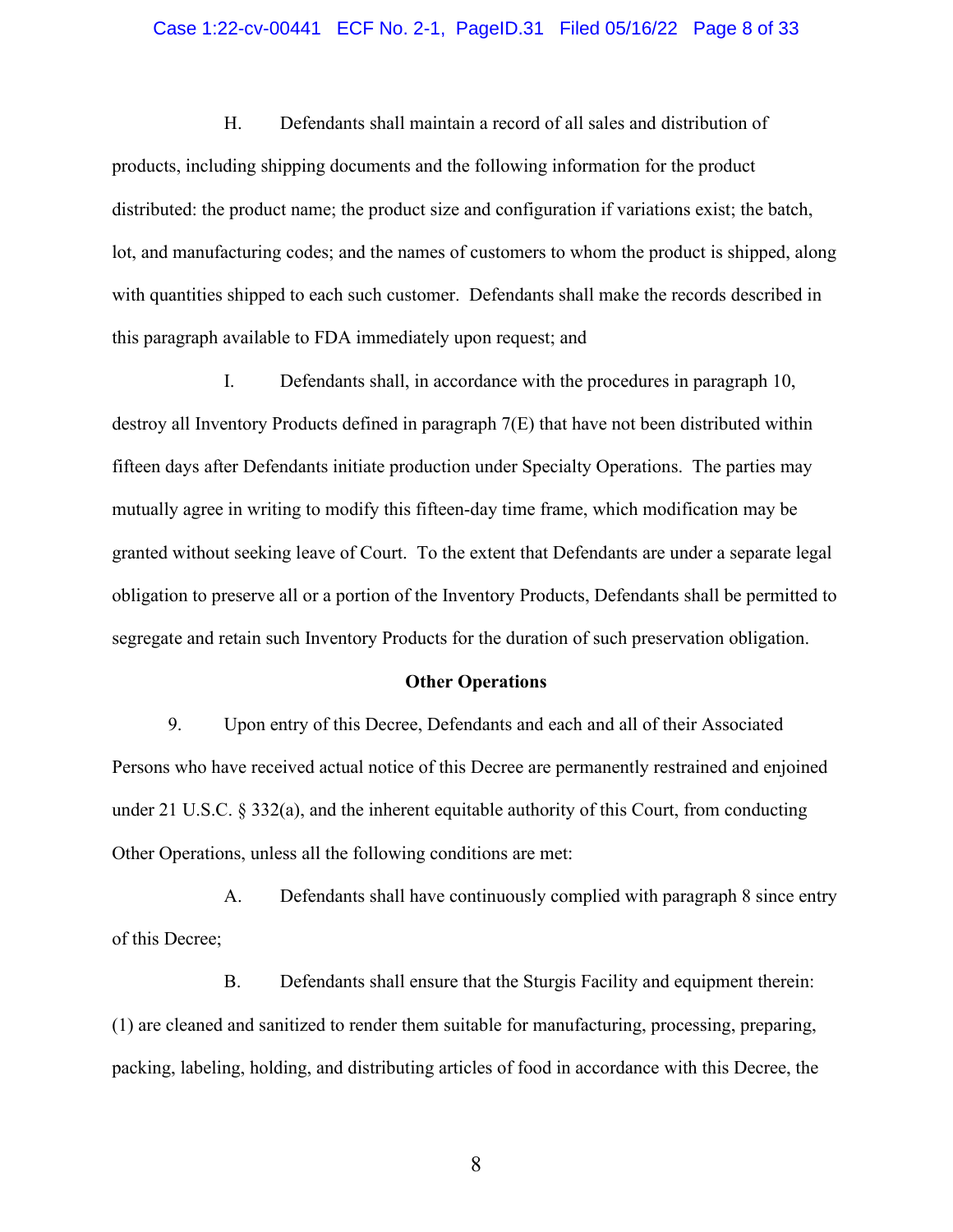H. Defendants shall maintain a record of all sales and distribution of products, including shipping documents and the following information for the product distributed: the product name; the product size and configuration if variations exist; the batch, lot, and manufacturing codes; and the names of customers to whom the product is shipped, along with quantities shipped to each such customer. Defendants shall make the records described in this paragraph available to FDA immediately upon request; and

I. Defendants shall, in accordance with the procedures in paragraph 10, destroy all Inventory Products defined in paragraph 7(E) that have not been distributed within fifteen days after Defendants initiate production under Specialty Operations. The parties may mutually agree in writing to modify this fifteen-day time frame, which modification may be granted without seeking leave of Court. To the extent that Defendants are under a separate legal obligation to preserve all or a portion of the Inventory Products, Defendants shall be permitted to segregate and retain such Inventory Products for the duration of such preservation obligation.

**Other Operations**

9. Upon entry of this Decree, Defendants and each and all of their Associated Persons who have received actual notice of this Decree are permanently restrained and enjoined under 21 U.S.C. § 332(a), and the inherent equitable authority of this Court, from conducting Other Operations, unless all the following conditions are met:

A. Defendants shall have continuously complied with paragraph 8 since entry of this Decree;

B. Defendants shall ensure that the Sturgis Facility and equipment therein: (1) are cleaned and sanitized to render them suitable for manufacturing, processing, preparing, packing, labeling, holding, and distributing articles of food in accordance with this Decree, the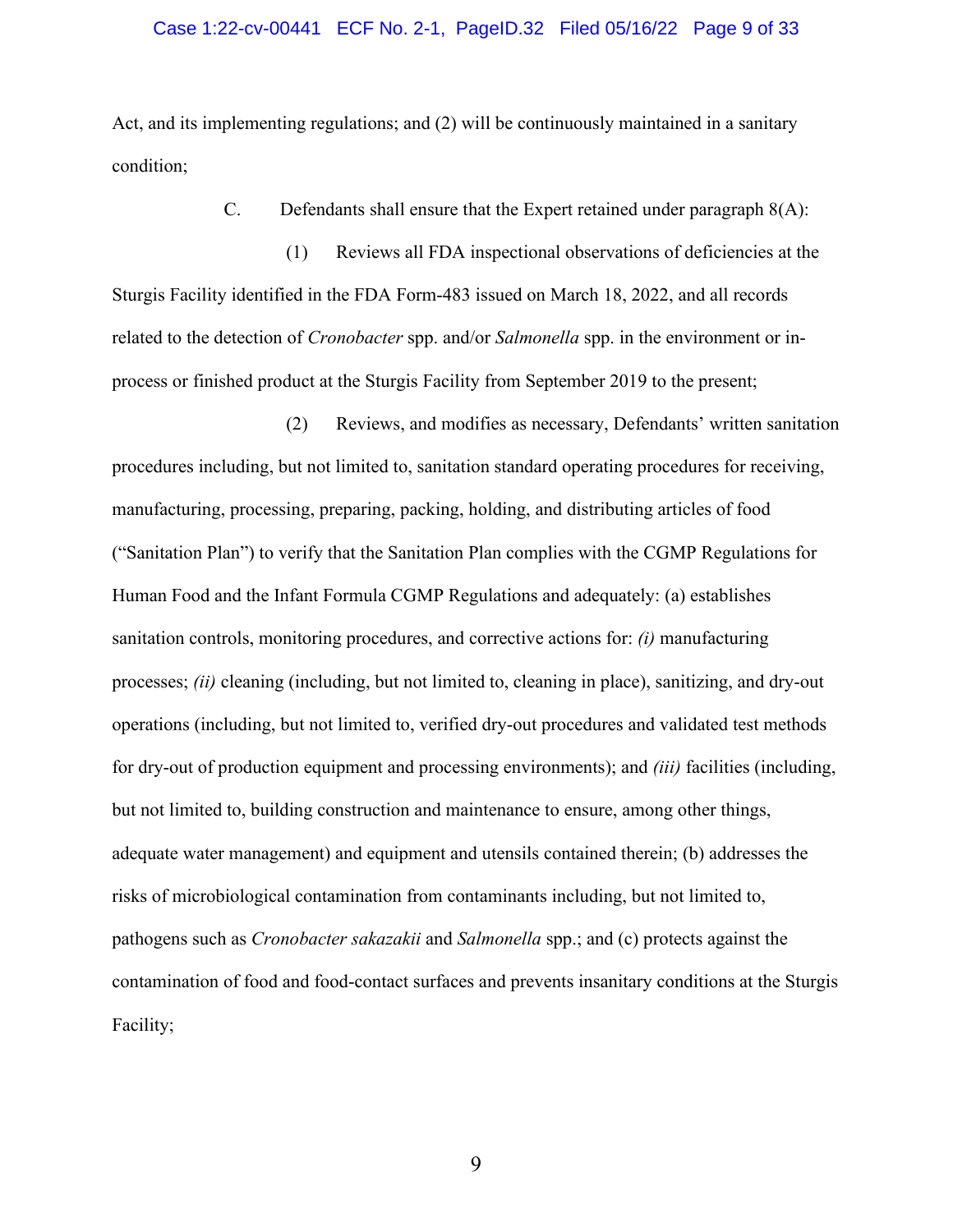Act, and its implementing regulations; and (2) will be continuously maintained in a sanitary condition;

C. Defendants shall ensure that the Expert retained under paragraph 8(A):

(1) Reviews all FDA inspectional observations of deficiencies at the Sturgis Facility identified in the FDA Form-483 issued on March 18, 2022, and all records related to the detection of *Cronobacter* spp. and/or *Salmonella* spp. in the environment or in-process or finished product at the Sturgis Facility from September 2019 to the present;

(2) Reviews, and modifies as necessary, Defendants' written sanitation procedures including, but not limited to, sanitation standard operating procedures for receiving, manufacturing, processing, preparing, packing, holding, and distributing articles of food ("Sanitation Plan") to verify that the Sanitation Plan complies with the CGMP Regulations for Human Food and the Infant Formula CGMP Regulations and adequately: (a) establishes sanitation controls, monitoring procedures, and corrective actions for: *(i)* manufacturing processes; *(ii)* cleaning (including, but not limited to, cleaning in place), sanitizing, and dry-out operations (including, but not limited to, verified dry-out procedures and validated test methods for dry-out of production equipment and processing environments); and *(iii)* facilities (including, but not limited to, building construction and maintenance to ensure, among other things, adequate water management) and equipment and utensils contained therein; (b) addresses the risks of microbiological contamination from contaminants including, but not limited to, pathogens such as *Cronobacter sakazakii* and *Salmonella* spp.; and (c) protects against the contamination of food and food-contact surfaces and prevents insanitary conditions at the Sturgis Facility;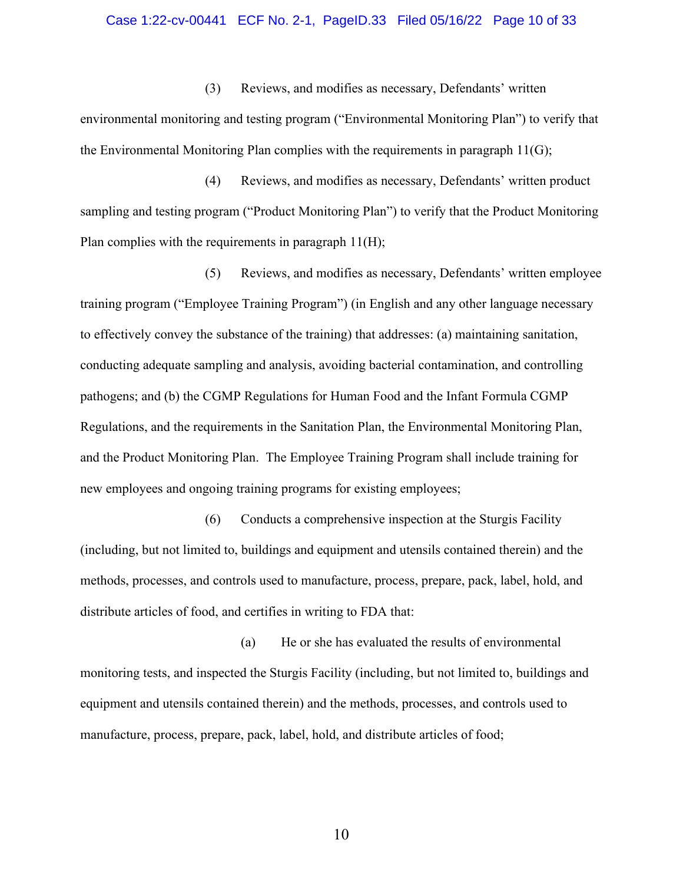(3) Reviews, and modifies as necessary, Defendants' written environmental monitoring and testing program ("Environmental Monitoring Plan") to verify that the Environmental Monitoring Plan complies with the requirements in paragraph 11(G);

(4) Reviews, and modifies as necessary, Defendants' written product sampling and testing program ("Product Monitoring Plan") to verify that the Product Monitoring Plan complies with the requirements in paragraph 11(H);

(5) Reviews, and modifies as necessary, Defendants' written employee training program ("Employee Training Program") (in English and any other language necessary to effectively convey the substance of the training) that addresses: (a) maintaining sanitation, conducting adequate sampling and analysis, avoiding bacterial contamination, and controlling pathogens; and (b) the CGMP Regulations for Human Food and the Infant Formula CGMP Regulations, and the requirements in the Sanitation Plan, the Environmental Monitoring Plan, and the Product Monitoring Plan. The Employee Training Program shall include training for new employees and ongoing training programs for existing employees;

(6) Conducts a comprehensive inspection at the Sturgis Facility (including, but not limited to, buildings and equipment and utensils contained therein) and the methods, processes, and controls used to manufacture, process, prepare, pack, label, hold, and distribute articles of food, and certifies in writing to FDA that:

(a) He or she has evaluated the results of environmental monitoring tests, and inspected the Sturgis Facility (including, but not limited to, buildings and equipment and utensils contained therein) and the methods, processes, and controls used to manufacture, process, prepare, pack, label, hold, and distribute articles of food;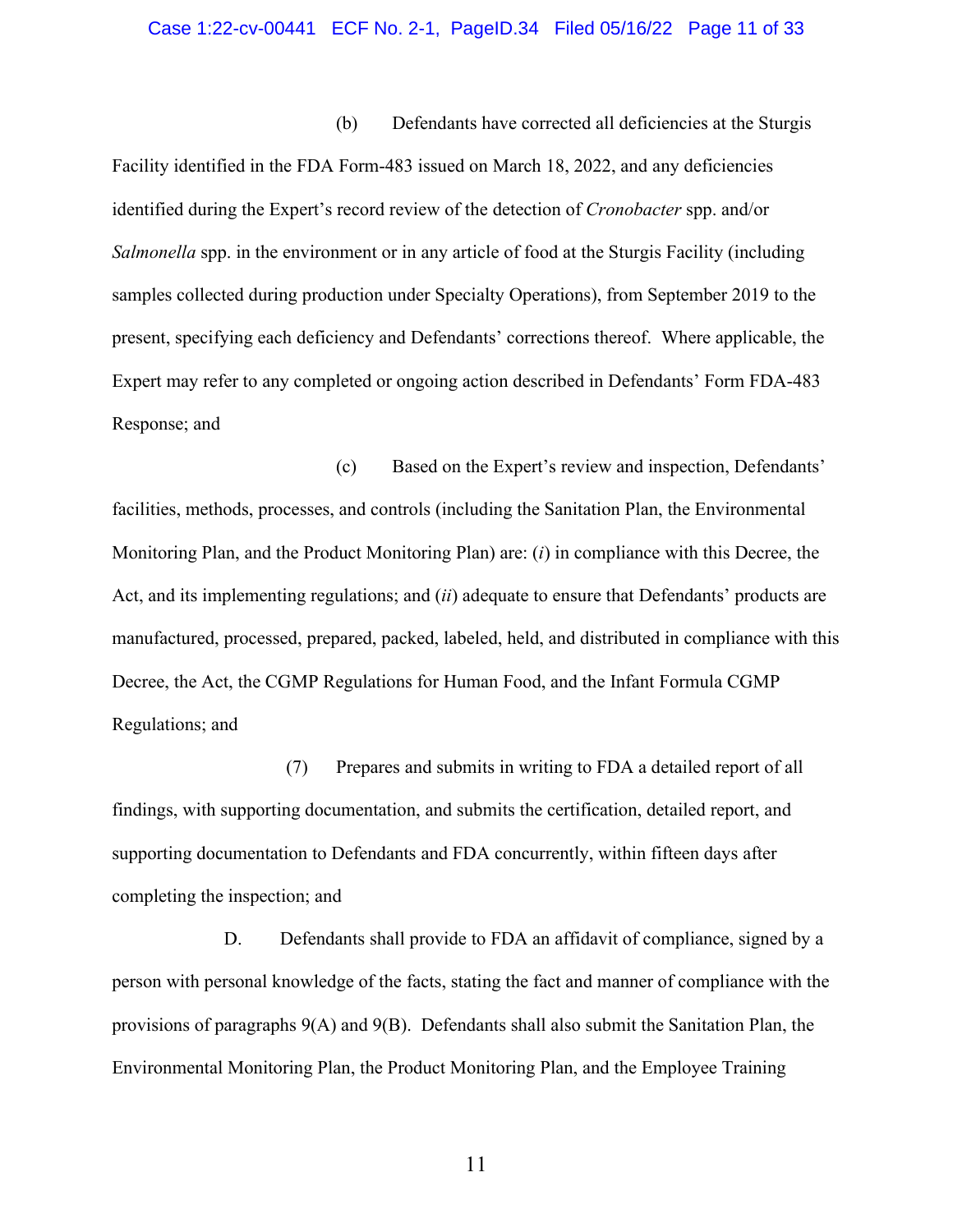(b) Defendants have corrected all deficiencies at the Sturgis Facility identified in the FDA Form-483 issued on March 18, 2022, and any deficiencies identified during the Expert's record review of the detection of *Cronobacter* spp. and/or *Salmonella* spp. in the environment or in any article of food at the Sturgis Facility (including samples collected during production under Specialty Operations), from September 2019 to the present, specifying each deficiency and Defendants' corrections thereof. Where applicable, the Expert may refer to any completed or ongoing action described in Defendants' Form FDA-483 Response; and

(c) Based on the Expert's review and inspection, Defendants' facilities, methods, processes, and controls (including the Sanitation Plan, the Environmental Monitoring Plan, and the Product Monitoring Plan) are: (*i*) in compliance with this Decree, the Act, and its implementing regulations; and (*ii*) adequate to ensure that Defendants' products are manufactured, processed, prepared, packed, labeled, held, and distributed in compliance with this Decree, the Act, the CGMP Regulations for Human Food, and the Infant Formula CGMP Regulations; and

(7) Prepares and submits in writing to FDA a detailed report of all findings, with supporting documentation, and submits the certification, detailed report, and supporting documentation to Defendants and FDA concurrently, within fifteen days after completing the inspection; and

D. Defendants shall provide to FDA an affidavit of compliance, signed by a person with personal knowledge of the facts, stating the fact and manner of compliance with the provisions of paragraphs 9(A) and 9(B). Defendants shall also submit the Sanitation Plan, the Environmental Monitoring Plan, the Product Monitoring Plan, and the Employee Training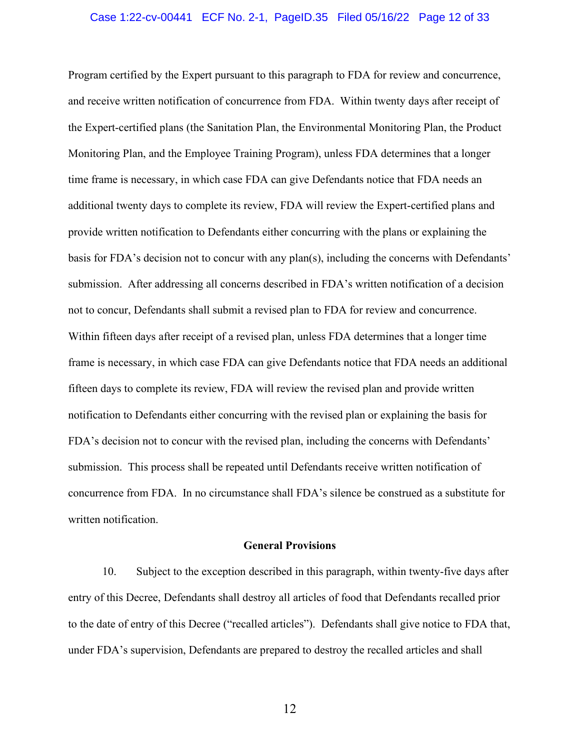Program certified by the Expert pursuant to this paragraph to FDA for review and concurrence, and receive written notification of concurrence from FDA. Within twenty days after receipt of the Expert-certified plans (the Sanitation Plan, the Environmental Monitoring Plan, the Product Monitoring Plan, and the Employee Training Program), unless FDA determines that a longer time frame is necessary, in which case FDA can give Defendants notice that FDA needs an additional twenty days to complete its review, FDA will review the Expert-certified plans and provide written notification to Defendants either concurring with the plans or explaining the basis for FDA's decision not to concur with any plan(s), including the concerns with Defendants' submission. After addressing all concerns described in FDA's written notification of a decision not to concur, Defendants shall submit a revised plan to FDA for review and concurrence. Within fifteen days after receipt of a revised plan, unless FDA determines that a longer time frame is necessary, in which case FDA can give Defendants notice that FDA needs an additional fifteen days to complete its review, FDA will review the revised plan and provide written notification to Defendants either concurring with the revised plan or explaining the basis for FDA's decision not to concur with the revised plan, including the concerns with Defendants' submission. This process shall be repeated until Defendants receive written notification of concurrence from FDA. In no circumstance shall FDA's silence be construed as a substitute for written notification.

**General Provisions**

10. Subject to the exception described in this paragraph, within twenty-five days after entry of this Decree, Defendants shall destroy all articles of food that Defendants recalled prior to the date of entry of this Decree ("recalled articles"). Defendants shall give notice to FDA that, under FDA's supervision, Defendants are prepared to destroy the recalled articles and shall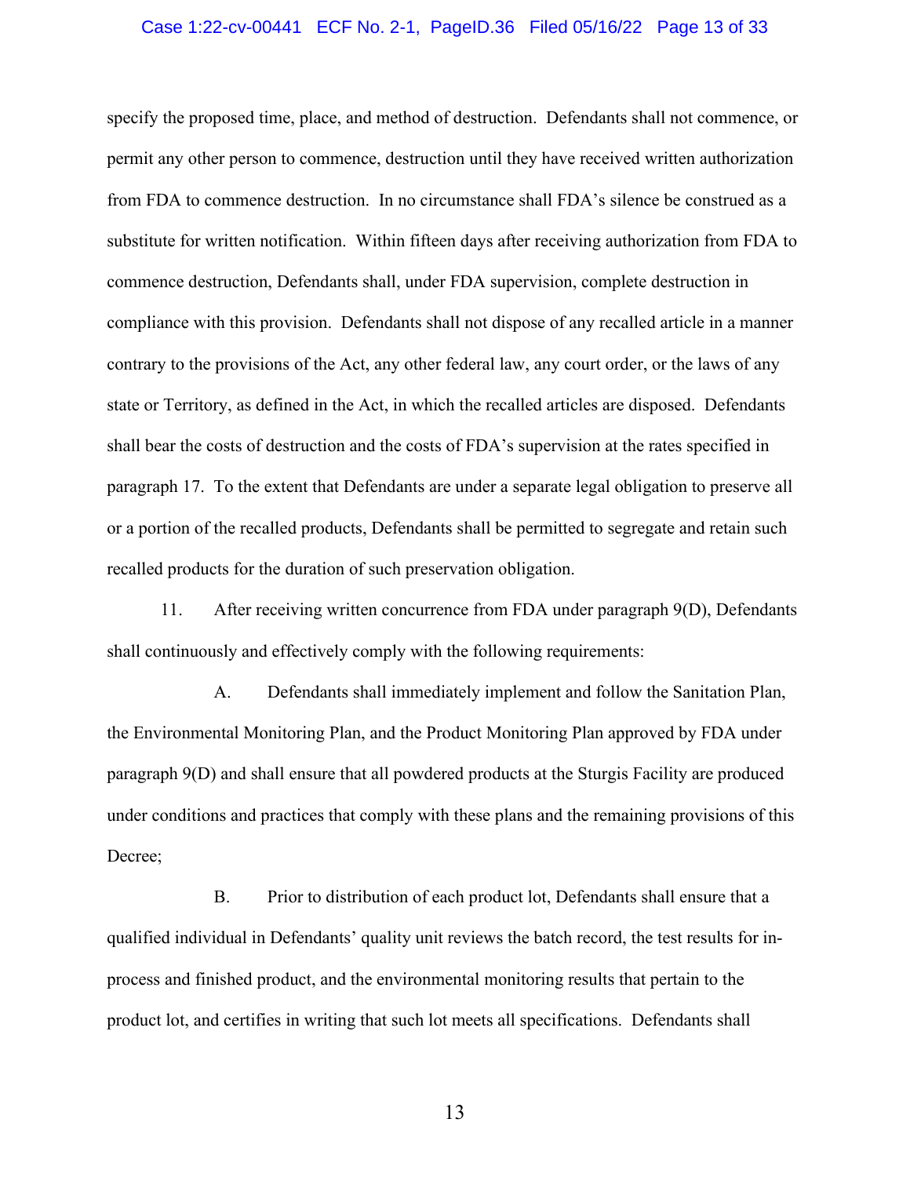specify the proposed time, place, and method of destruction. Defendants shall not commence, or permit any other person to commence, destruction until they have received written authorization from FDA to commence destruction. In no circumstance shall FDA's silence be construed as a substitute for written notification. Within fifteen days after receiving authorization from FDA to commence destruction, Defendants shall, under FDA supervision, complete destruction in compliance with this provision. Defendants shall not dispose of any recalled article in a manner contrary to the provisions of the Act, any other federal law, any court order, or the laws of any state or Territory, as defined in the Act, in which the recalled articles are disposed. Defendants shall bear the costs of destruction and the costs of FDA's supervision at the rates specified in paragraph 17. To the extent that Defendants are under a separate legal obligation to preserve all or a portion of the recalled products, Defendants shall be permitted to segregate and retain such recalled products for the duration of such preservation obligation.

11. After receiving written concurrence from FDA under paragraph 9(D), Defendants shall continuously and effectively comply with the following requirements:

A. Defendants shall immediately implement and follow the Sanitation Plan, the Environmental Monitoring Plan, and the Product Monitoring Plan approved by FDA under paragraph 9(D) and shall ensure that all powdered products at the Sturgis Facility are produced under conditions and practices that comply with these plans and the remaining provisions of this Decree;

B. Prior to distribution of each product lot, Defendants shall ensure that a qualified individual in Defendants' quality unit reviews the batch record, the test results for in-process and finished product, and the environmental monitoring results that pertain to the product lot, and certifies in writing that such lot meets all specifications. Defendants shall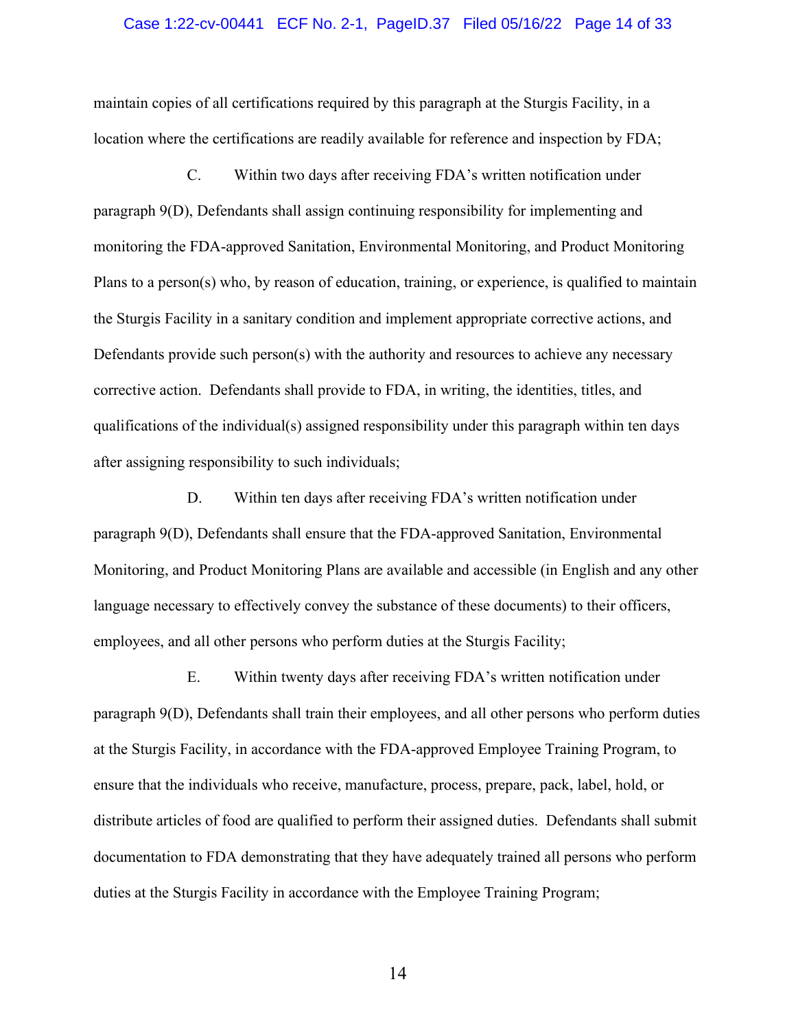maintain copies of all certifications required by this paragraph at the Sturgis Facility, in a location where the certifications are readily available for reference and inspection by FDA;

C. Within two days after receiving FDA's written notification under paragraph 9(D), Defendants shall assign continuing responsibility for implementing and monitoring the FDA-approved Sanitation, Environmental Monitoring, and Product Monitoring Plans to a person(s) who, by reason of education, training, or experience, is qualified to maintain the Sturgis Facility in a sanitary condition and implement appropriate corrective actions, and Defendants provide such person(s) with the authority and resources to achieve any necessary corrective action. Defendants shall provide to FDA, in writing, the identities, titles, and qualifications of the individual(s) assigned responsibility under this paragraph within ten days after assigning responsibility to such individuals;

D. Within ten days after receiving FDA's written notification under paragraph 9(D), Defendants shall ensure that the FDA-approved Sanitation, Environmental Monitoring, and Product Monitoring Plans are available and accessible (in English and any other language necessary to effectively convey the substance of these documents) to their officers, employees, and all other persons who perform duties at the Sturgis Facility;

E. Within twenty days after receiving FDA's written notification under paragraph 9(D), Defendants shall train their employees, and all other persons who perform duties at the Sturgis Facility, in accordance with the FDA-approved Employee Training Program, to ensure that the individuals who receive, manufacture, process, prepare, pack, label, hold, or distribute articles of food are qualified to perform their assigned duties. Defendants shall submit documentation to FDA demonstrating that they have adequately trained all persons who perform duties at the Sturgis Facility in accordance with the Employee Training Program;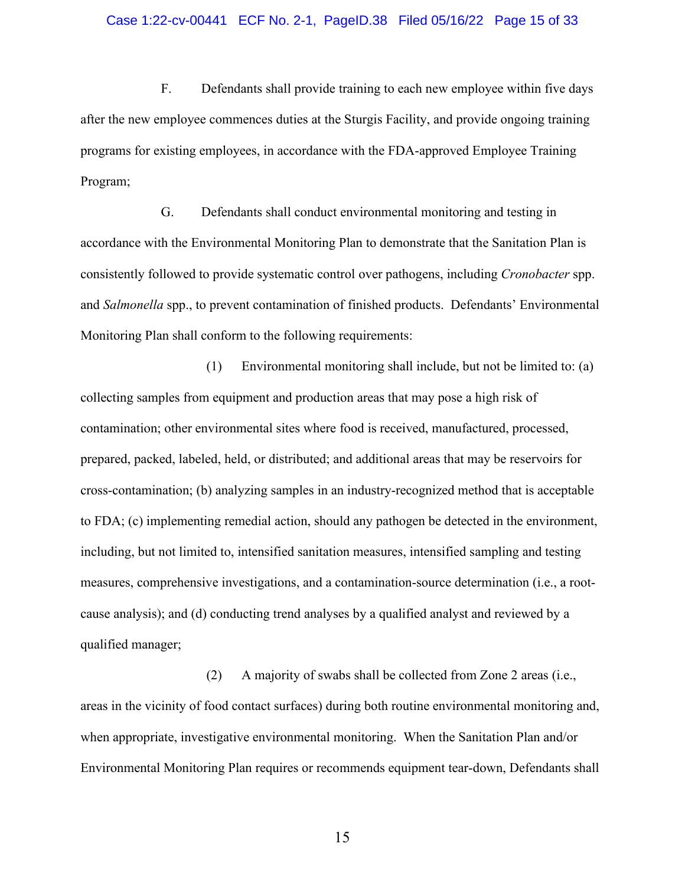F. Defendants shall provide training to each new employee within five days after the new employee commences duties at the Sturgis Facility, and provide ongoing training programs for existing employees, in accordance with the FDA-approved Employee Training Program;

G. Defendants shall conduct environmental monitoring and testing in accordance with the Environmental Monitoring Plan to demonstrate that the Sanitation Plan is consistently followed to provide systematic control over pathogens, including *Cronobacter* spp. and *Salmonella* spp., to prevent contamination of finished products. Defendants' Environmental Monitoring Plan shall conform to the following requirements:

(1) Environmental monitoring shall include, but not be limited to: (a) collecting samples from equipment and production areas that may pose a high risk of contamination; other environmental sites where food is received, manufactured, processed, prepared, packed, labeled, held, or distributed; and additional areas that may be reservoirs for cross-contamination; (b) analyzing samples in an industry-recognized method that is acceptable to FDA; (c) implementing remedial action, should any pathogen be detected in the environment, including, but not limited to, intensified sanitation measures, intensified sampling and testing measures, comprehensive investigations, and a contamination-source determination (i.e., a root-cause analysis); and (d) conducting trend analyses by a qualified analyst and reviewed by a qualified manager;

(2) A majority of swabs shall be collected from Zone 2 areas (i.e., areas in the vicinity of food contact surfaces) during both routine environmental monitoring and, when appropriate, investigative environmental monitoring. When the Sanitation Plan and/or Environmental Monitoring Plan requires or recommends equipment tear-down, Defendants shall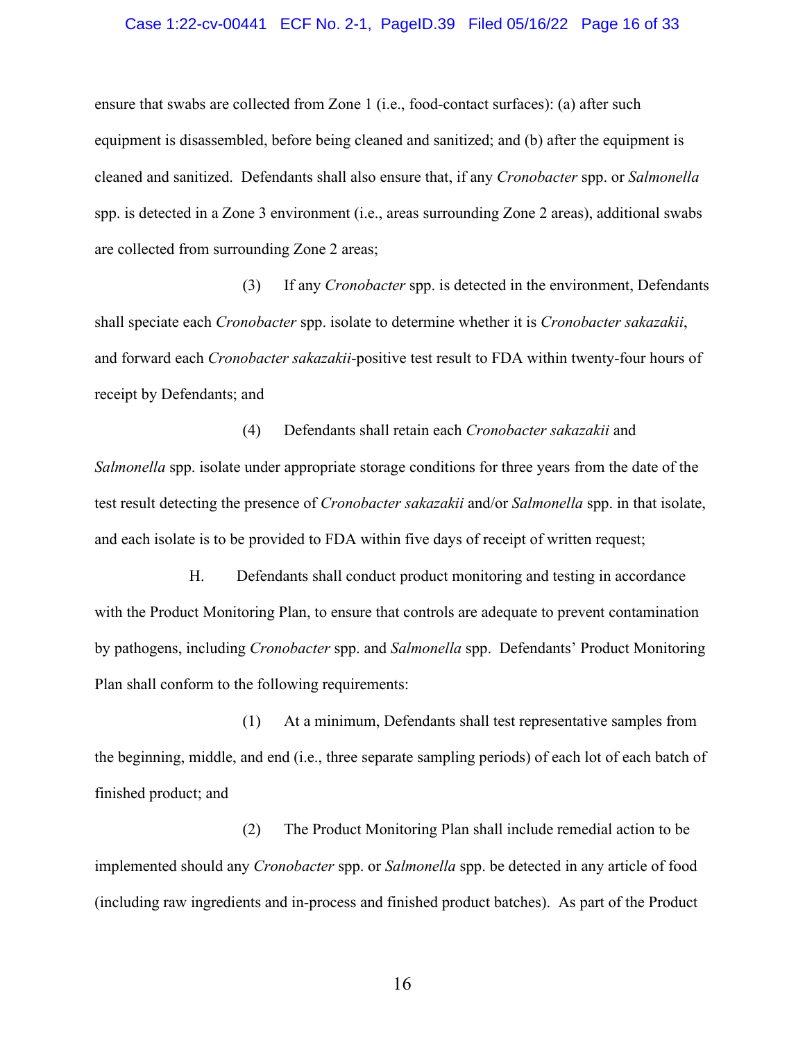ensure that swabs are collected from Zone 1 (i.e., food-contact surfaces): (a) after such equipment is disassembled, before being cleaned and sanitized; and (b) after the equipment is cleaned and sanitized. Defendants shall also ensure that, if any *Cronobacter* spp. or *Salmonella* spp. is detected in a Zone 3 environment (i.e., areas surrounding Zone 2 areas), additional swabs are collected from surrounding Zone 2 areas;

(3) If any *Cronobacter* spp. is detected in the environment, Defendants shall speciate each *Cronobacter* spp. isolate to determine whether it is *Cronobacter sakazakii*, and forward each *Cronobacter sakazakii*-positive test result to FDA within twenty-four hours of receipt by Defendants; and

(4) Defendants shall retain each *Cronobacter sakazakii* and *Salmonella* spp. isolate under appropriate storage conditions for three years from the date of the test result detecting the presence of *Cronobacter sakazakii* and/or *Salmonella* spp. in that isolate, and each isolate is to be provided to FDA within five days of receipt of written request;

H. Defendants shall conduct product monitoring and testing in accordance with the Product Monitoring Plan, to ensure that controls are adequate to prevent contamination by pathogens, including *Cronobacter* spp. and *Salmonella* spp. Defendants' Product Monitoring Plan shall conform to the following requirements:

(1) At a minimum, Defendants shall test representative samples from the beginning, middle, and end (i.e., three separate sampling periods) of each lot of each batch of finished product; and

(2) The Product Monitoring Plan shall include remedial action to be implemented should any *Cronobacter* spp. or *Salmonella* spp. be detected in any article of food (including raw ingredients and in-process and finished product batches). As part of the Product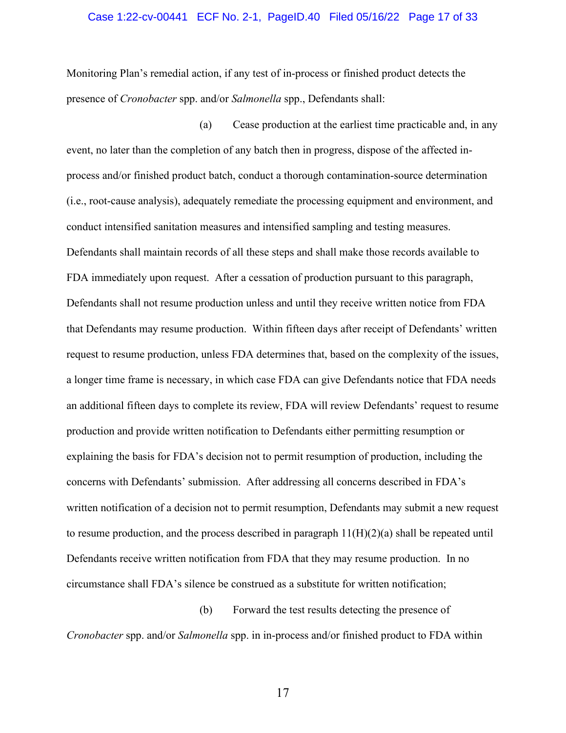Monitoring Plan's remedial action, if any test of in-process or finished product detects the presence of *Cronobacter* spp. and/or *Salmonella* spp., Defendants shall:

(a) Cease production at the earliest time practicable and, in any event, no later than the completion of any batch then in progress, dispose of the affected in-process and/or finished product batch, conduct a thorough contamination-source determination (i.e., root-cause analysis), adequately remediate the processing equipment and environment, and conduct intensified sanitation measures and intensified sampling and testing measures. Defendants shall maintain records of all these steps and shall make those records available to FDA immediately upon request. After a cessation of production pursuant to this paragraph, Defendants shall not resume production unless and until they receive written notice from FDA that Defendants may resume production. Within fifteen days after receipt of Defendants' written request to resume production, unless FDA determines that, based on the complexity of the issues, a longer time frame is necessary, in which case FDA can give Defendants notice that FDA needs an additional fifteen days to complete its review, FDA will review Defendants' request to resume production and provide written notification to Defendants either permitting resumption or explaining the basis for FDA's decision not to permit resumption of production, including the concerns with Defendants' submission. After addressing all concerns described in FDA's written notification of a decision not to permit resumption, Defendants may submit a new request to resume production, and the process described in paragraph 11(H)(2)(a) shall be repeated until Defendants receive written notification from FDA that they may resume production. In no circumstance shall FDA's silence be construed as a substitute for written notification;

(b) Forward the test results detecting the presence of *Cronobacter* spp. and/or *Salmonella* spp. in in-process and/or finished product to FDA within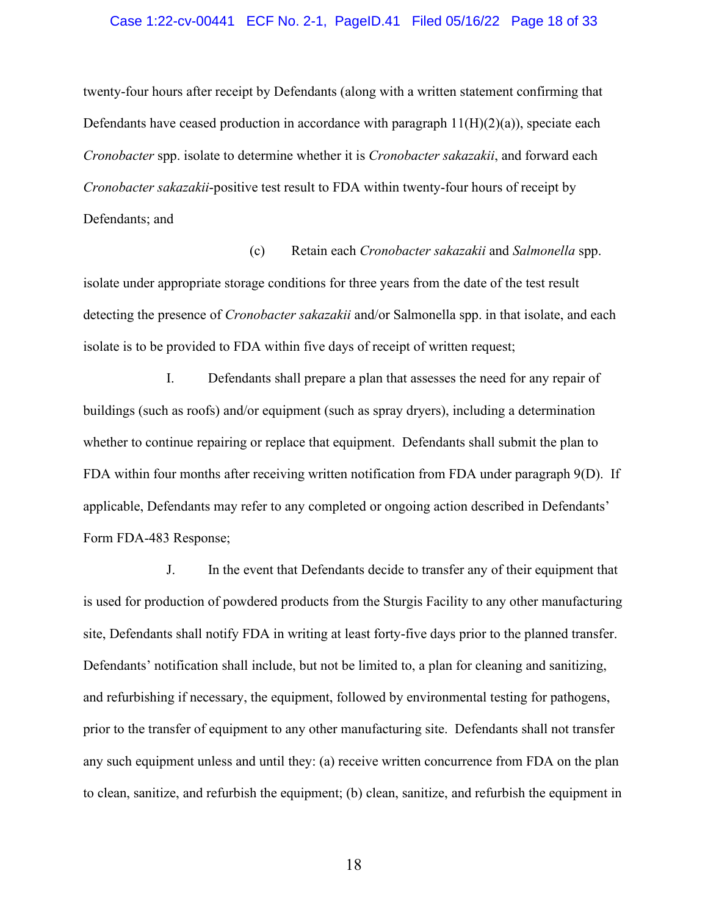twenty-four hours after receipt by Defendants (along with a written statement confirming that Defendants have ceased production in accordance with paragraph 11(H)(2)(a)), speciate each *Cronobacter* spp. isolate to determine whether it is *Cronobacter sakazakii*, and forward each *Cronobacter sakazakii*-positive test result to FDA within twenty-four hours of receipt by Defendants; and

(c) Retain each *Cronobacter sakazakii* and *Salmonella* spp. isolate under appropriate storage conditions for three years from the date of the test result detecting the presence of *Cronobacter sakazakii* and/or Salmonella spp. in that isolate, and each isolate is to be provided to FDA within five days of receipt of written request;

I. Defendants shall prepare a plan that assesses the need for any repair of buildings (such as roofs) and/or equipment (such as spray dryers), including a determination whether to continue repairing or replace that equipment. Defendants shall submit the plan to FDA within four months after receiving written notification from FDA under paragraph 9(D). If applicable, Defendants may refer to any completed or ongoing action described in Defendants' Form FDA-483 Response;

J. In the event that Defendants decide to transfer any of their equipment that is used for production of powdered products from the Sturgis Facility to any other manufacturing site, Defendants shall notify FDA in writing at least forty-five days prior to the planned transfer. Defendants' notification shall include, but not be limited to, a plan for cleaning and sanitizing, and refurbishing if necessary, the equipment, followed by environmental testing for pathogens, prior to the transfer of equipment to any other manufacturing site. Defendants shall not transfer any such equipment unless and until they: (a) receive written concurrence from FDA on the plan to clean, sanitize, and refurbish the equipment; (b) clean, sanitize, and refurbish the equipment in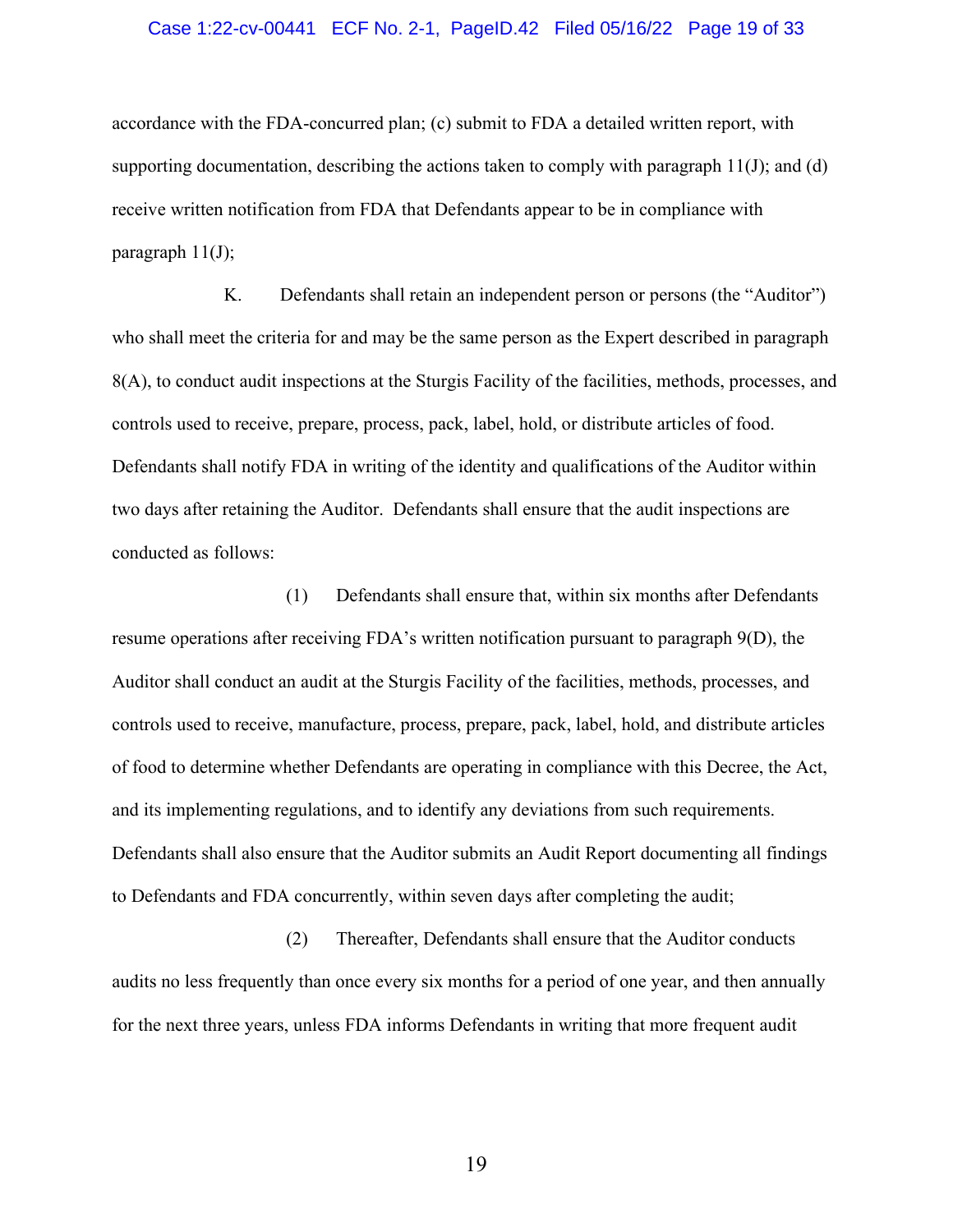accordance with the FDA-concurred plan; (c) submit to FDA a detailed written report, with supporting documentation, describing the actions taken to comply with paragraph 11(J); and (d) receive written notification from FDA that Defendants appear to be in compliance with paragraph 11(J);

K. Defendants shall retain an independent person or persons (the "Auditor") who shall meet the criteria for and may be the same person as the Expert described in paragraph 8(A), to conduct audit inspections at the Sturgis Facility of the facilities, methods, processes, and controls used to receive, prepare, process, pack, label, hold, or distribute articles of food. Defendants shall notify FDA in writing of the identity and qualifications of the Auditor within two days after retaining the Auditor. Defendants shall ensure that the audit inspections are conducted as follows:

(1) Defendants shall ensure that, within six months after Defendants resume operations after receiving FDA's written notification pursuant to paragraph 9(D), the Auditor shall conduct an audit at the Sturgis Facility of the facilities, methods, processes, and controls used to receive, manufacture, process, prepare, pack, label, hold, and distribute articles of food to determine whether Defendants are operating in compliance with this Decree, the Act, and its implementing regulations, and to identify any deviations from such requirements. Defendants shall also ensure that the Auditor submits an Audit Report documenting all findings to Defendants and FDA concurrently, within seven days after completing the audit;

(2) Thereafter, Defendants shall ensure that the Auditor conducts audits no less frequently than once every six months for a period of one year, and then annually for the next three years, unless FDA informs Defendants in writing that more frequent audit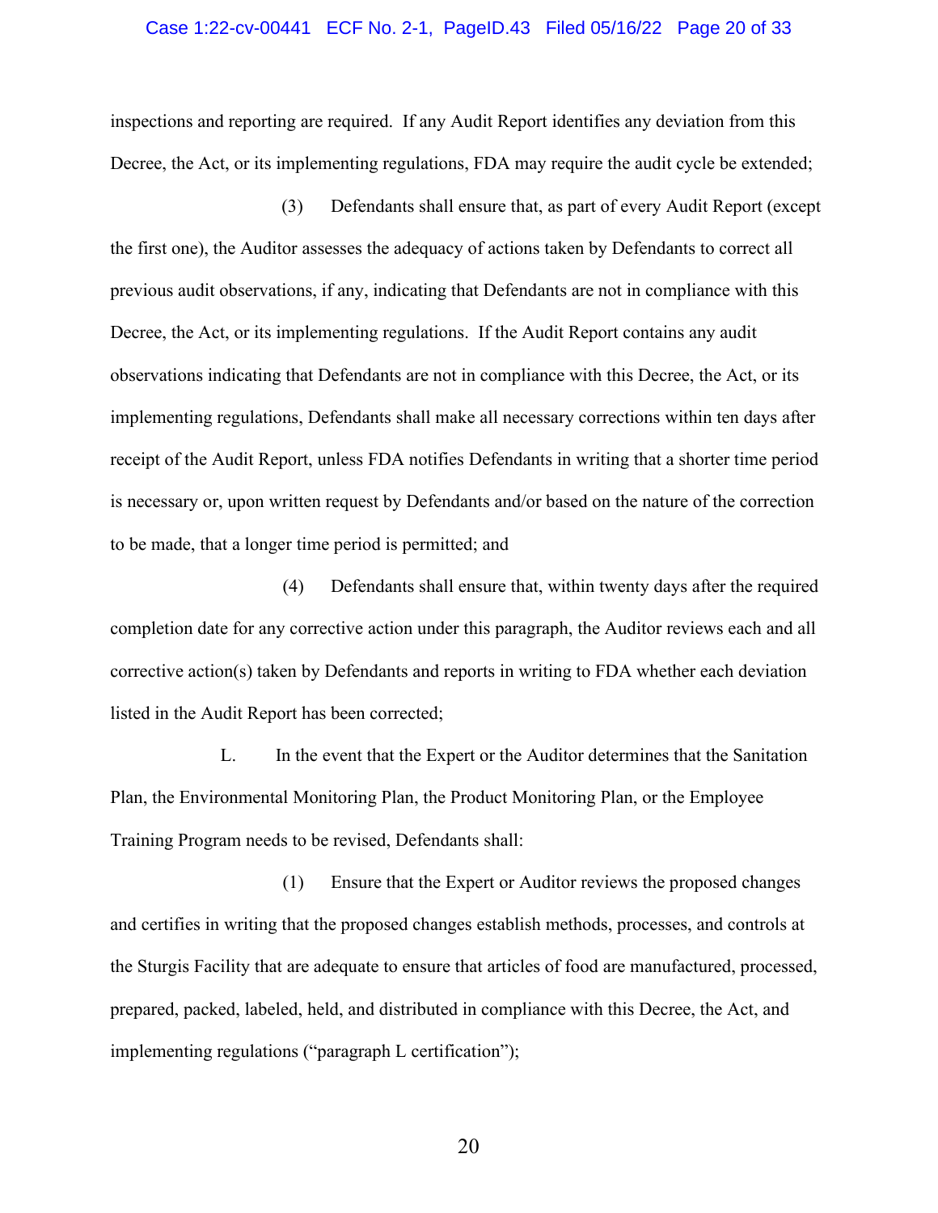inspections and reporting are required. If any Audit Report identifies any deviation from this Decree, the Act, or its implementing regulations, FDA may require the audit cycle be extended;

(3) Defendants shall ensure that, as part of every Audit Report (except the first one), the Auditor assesses the adequacy of actions taken by Defendants to correct all previous audit observations, if any, indicating that Defendants are not in compliance with this Decree, the Act, or its implementing regulations. If the Audit Report contains any audit observations indicating that Defendants are not in compliance with this Decree, the Act, or its implementing regulations, Defendants shall make all necessary corrections within ten days after receipt of the Audit Report, unless FDA notifies Defendants in writing that a shorter time period is necessary or, upon written request by Defendants and/or based on the nature of the correction to be made, that a longer time period is permitted; and

(4) Defendants shall ensure that, within twenty days after the required completion date for any corrective action under this paragraph, the Auditor reviews each and all corrective action(s) taken by Defendants and reports in writing to FDA whether each deviation listed in the Audit Report has been corrected;

L. In the event that the Expert or the Auditor determines that the Sanitation Plan, the Environmental Monitoring Plan, the Product Monitoring Plan, or the Employee Training Program needs to be revised, Defendants shall:

(1) Ensure that the Expert or Auditor reviews the proposed changes and certifies in writing that the proposed changes establish methods, processes, and controls at the Sturgis Facility that are adequate to ensure that articles of food are manufactured, processed, prepared, packed, labeled, held, and distributed in compliance with this Decree, the Act, and implementing regulations ("paragraph L certification");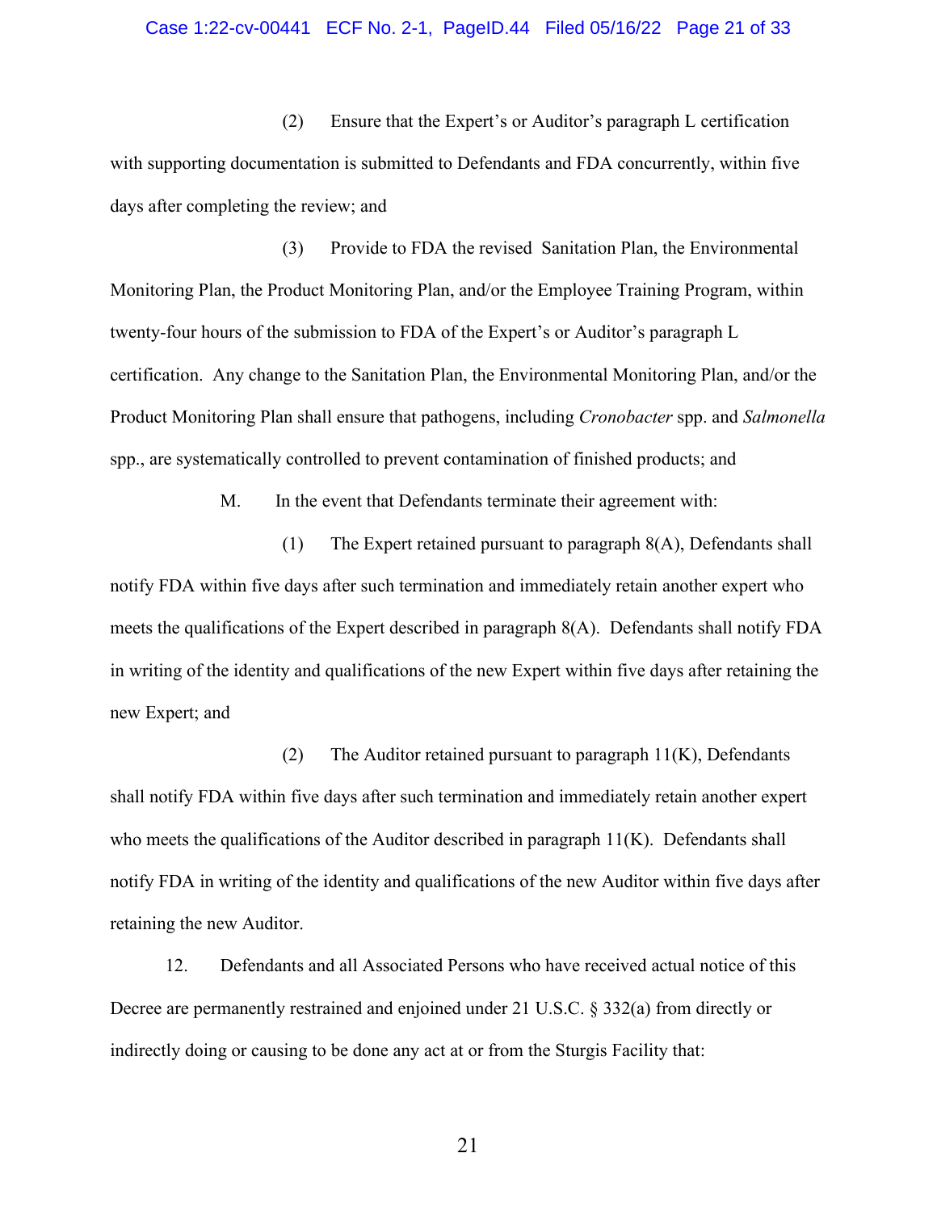(2) Ensure that the Expert's or Auditor's paragraph L certification with supporting documentation is submitted to Defendants and FDA concurrently, within five days after completing the review; and

(3) Provide to FDA the revised Sanitation Plan, the Environmental Monitoring Plan, the Product Monitoring Plan, and/or the Employee Training Program, within twenty-four hours of the submission to FDA of the Expert's or Auditor's paragraph L certification. Any change to the Sanitation Plan, the Environmental Monitoring Plan, and/or the Product Monitoring Plan shall ensure that pathogens, including *Cronobacter* spp. and *Salmonella* spp., are systematically controlled to prevent contamination of finished products; and

M. In the event that Defendants terminate their agreement with:

(1) The Expert retained pursuant to paragraph 8(A), Defendants shall notify FDA within five days after such termination and immediately retain another expert who meets the qualifications of the Expert described in paragraph 8(A). Defendants shall notify FDA in writing of the identity and qualifications of the new Expert within five days after retaining the new Expert; and

(2) The Auditor retained pursuant to paragraph 11(K), Defendants shall notify FDA within five days after such termination and immediately retain another expert who meets the qualifications of the Auditor described in paragraph 11(K). Defendants shall notify FDA in writing of the identity and qualifications of the new Auditor within five days after retaining the new Auditor.

12. Defendants and all Associated Persons who have received actual notice of this Decree are permanently restrained and enjoined under 21 U.S.C. § 332(a) from directly or indirectly doing or causing to be done any act at or from the Sturgis Facility that: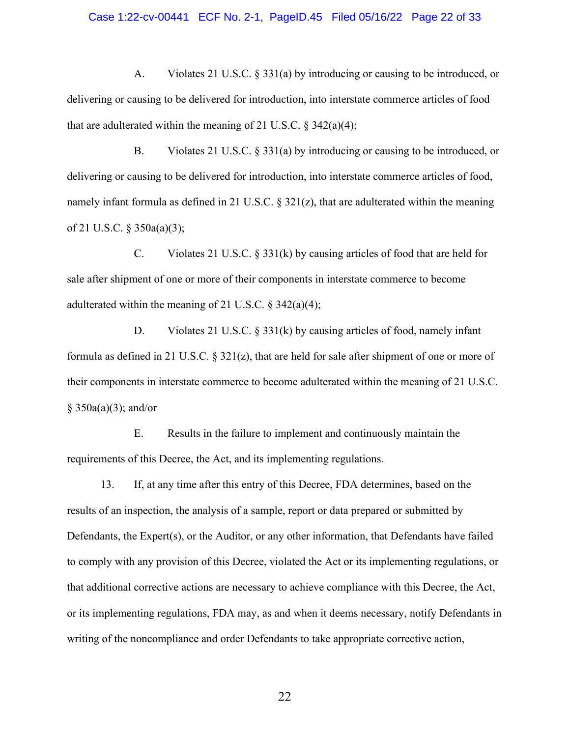A. Violates 21 U.S.C. § 331(a) by introducing or causing to be introduced, or delivering or causing to be delivered for introduction, into interstate commerce articles of food that are adulterated within the meaning of 21 U.S.C. § 342(a)(4);

B. Violates 21 U.S.C. § 331(a) by introducing or causing to be introduced, or delivering or causing to be delivered for introduction, into interstate commerce articles of food, namely infant formula as defined in 21 U.S.C. § 321(z), that are adulterated within the meaning of 21 U.S.C. § 350a(a)(3);

C. Violates 21 U.S.C. § 331(k) by causing articles of food that are held for sale after shipment of one or more of their components in interstate commerce to become adulterated within the meaning of 21 U.S.C. § 342(a)(4);

D. Violates 21 U.S.C. § 331(k) by causing articles of food, namely infant formula as defined in 21 U.S.C. § 321(z), that are held for sale after shipment of one or more of their components in interstate commerce to become adulterated within the meaning of 21 U.S.C. § 350a(a)(3); and/or

E. Results in the failure to implement and continuously maintain the requirements of this Decree, the Act, and its implementing regulations.

13. If, at any time after this entry of this Decree, FDA determines, based on the results of an inspection, the analysis of a sample, report or data prepared or submitted by Defendants, the Expert(s), or the Auditor, or any other information, that Defendants have failed to comply with any provision of this Decree, violated the Act or its implementing regulations, or that additional corrective actions are necessary to achieve compliance with this Decree, the Act, or its implementing regulations, FDA may, as and when it deems necessary, notify Defendants in writing of the noncompliance and order Defendants to take appropriate corrective action,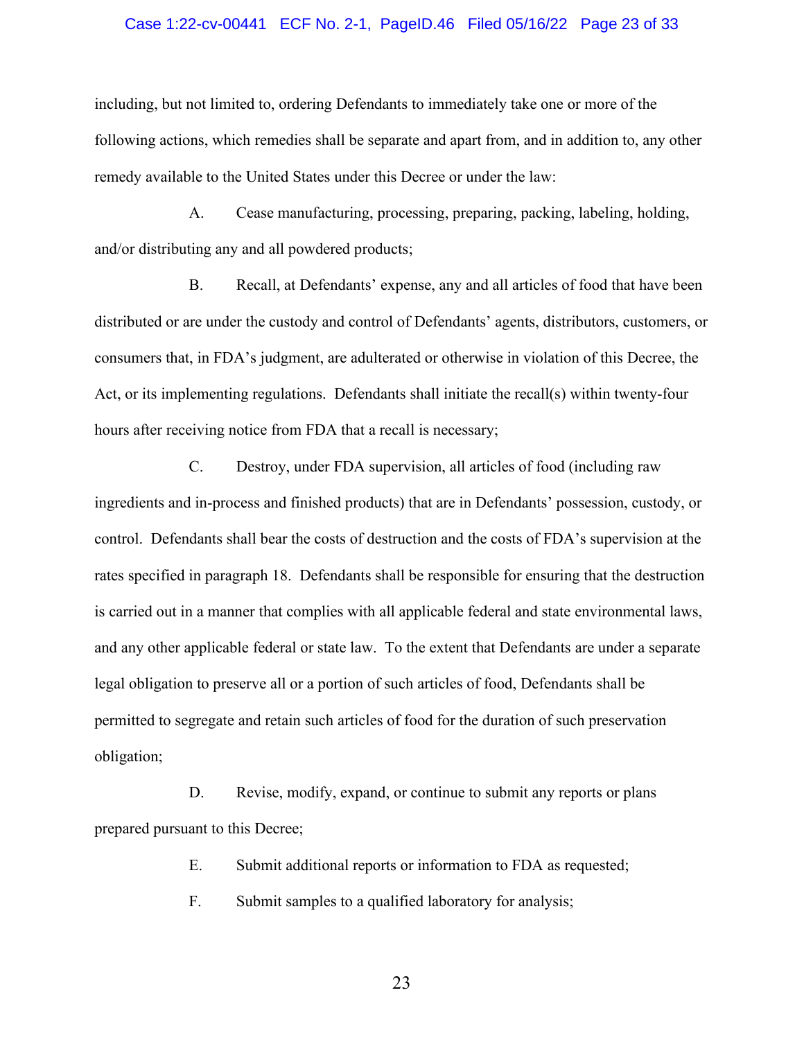including, but not limited to, ordering Defendants to immediately take one or more of the following actions, which remedies shall be separate and apart from, and in addition to, any other remedy available to the United States under this Decree or under the law:

A. Cease manufacturing, processing, preparing, packing, labeling, holding, and/or distributing any and all powdered products;

B. Recall, at Defendants' expense, any and all articles of food that have been distributed or are under the custody and control of Defendants' agents, distributors, customers, or consumers that, in FDA's judgment, are adulterated or otherwise in violation of this Decree, the Act, or its implementing regulations. Defendants shall initiate the recall(s) within twenty-four hours after receiving notice from FDA that a recall is necessary;

C. Destroy, under FDA supervision, all articles of food (including raw ingredients and in-process and finished products) that are in Defendants' possession, custody, or control. Defendants shall bear the costs of destruction and the costs of FDA's supervision at the rates specified in paragraph 18. Defendants shall be responsible for ensuring that the destruction is carried out in a manner that complies with all applicable federal and state environmental laws, and any other applicable federal or state law. To the extent that Defendants are under a separate legal obligation to preserve all or a portion of such articles of food, Defendants shall be permitted to segregate and retain such articles of food for the duration of such preservation obligation;

D. Revise, modify, expand, or continue to submit any reports or plans prepared pursuant to this Decree;

E. Submit additional reports or information to FDA as requested;

F. Submit samples to a qualified laboratory for analysis;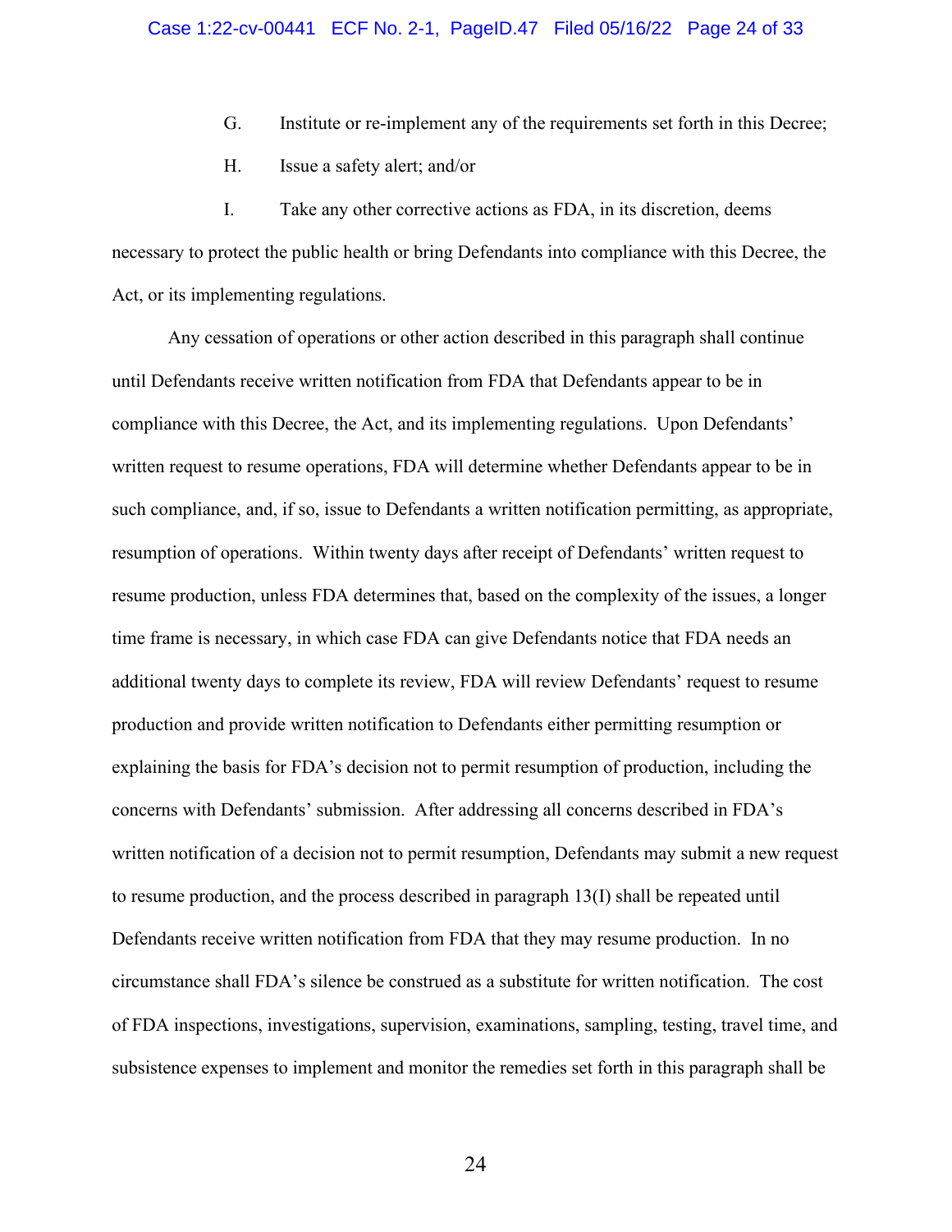G. Institute or re-implement any of the requirements set forth in this Decree;

H. Issue a safety alert; and/or

I. Take any other corrective actions as FDA, in its discretion, deems necessary to protect the public health or bring Defendants into compliance with this Decree, the Act, or its implementing regulations.

Any cessation of operations or other action described in this paragraph shall continue until Defendants receive written notification from FDA that Defendants appear to be in compliance with this Decree, the Act, and its implementing regulations. Upon Defendants' written request to resume operations, FDA will determine whether Defendants appear to be in such compliance, and, if so, issue to Defendants a written notification permitting, as appropriate, resumption of operations. Within twenty days after receipt of Defendants' written request to resume production, unless FDA determines that, based on the complexity of the issues, a longer time frame is necessary, in which case FDA can give Defendants notice that FDA needs an additional twenty days to complete its review, FDA will review Defendants' request to resume production and provide written notification to Defendants either permitting resumption or explaining the basis for FDA's decision not to permit resumption of production, including the concerns with Defendants' submission. After addressing all concerns described in FDA's written notification of a decision not to permit resumption, Defendants may submit a new request to resume production, and the process described in paragraph 13(I) shall be repeated until Defendants receive written notification from FDA that they may resume production. In no circumstance shall FDA's silence be construed as a substitute for written notification. The cost of FDA inspections, investigations, supervision, examinations, sampling, testing, travel time, and subsistence expenses to implement and monitor the remedies set forth in this paragraph shall be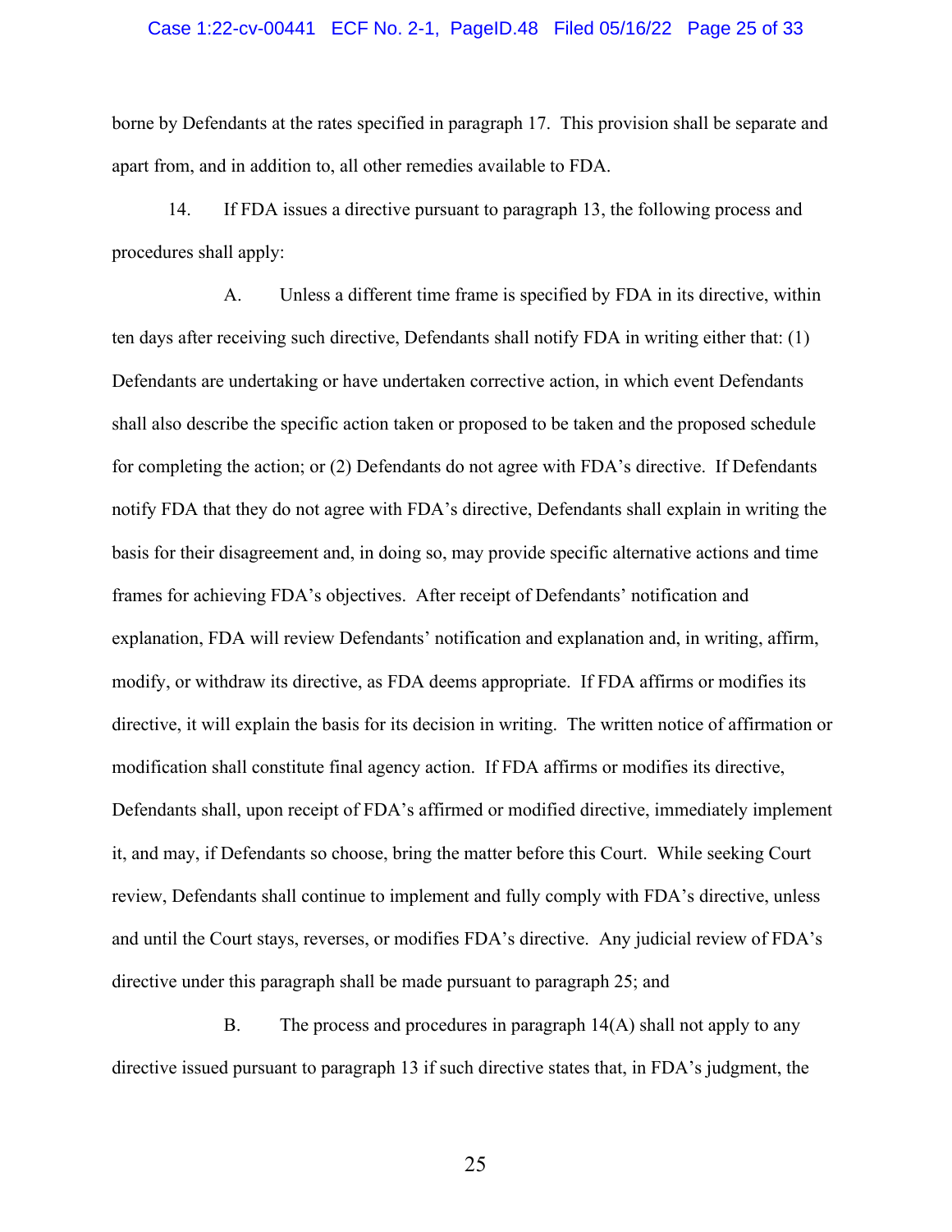borne by Defendants at the rates specified in paragraph 17. This provision shall be separate and apart from, and in addition to, all other remedies available to FDA.

14. If FDA issues a directive pursuant to paragraph 13, the following process and procedures shall apply:

A. Unless a different time frame is specified by FDA in its directive, within ten days after receiving such directive, Defendants shall notify FDA in writing either that: (1) Defendants are undertaking or have undertaken corrective action, in which event Defendants shall also describe the specific action taken or proposed to be taken and the proposed schedule for completing the action; or (2) Defendants do not agree with FDA's directive. If Defendants notify FDA that they do not agree with FDA's directive, Defendants shall explain in writing the basis for their disagreement and, in doing so, may provide specific alternative actions and time frames for achieving FDA's objectives. After receipt of Defendants' notification and explanation, FDA will review Defendants' notification and explanation and, in writing, affirm, modify, or withdraw its directive, as FDA deems appropriate. If FDA affirms or modifies its directive, it will explain the basis for its decision in writing. The written notice of affirmation or modification shall constitute final agency action. If FDA affirms or modifies its directive, Defendants shall, upon receipt of FDA's affirmed or modified directive, immediately implement it, and may, if Defendants so choose, bring the matter before this Court. While seeking Court review, Defendants shall continue to implement and fully comply with FDA's directive, unless and until the Court stays, reverses, or modifies FDA's directive. Any judicial review of FDA's directive under this paragraph shall be made pursuant to paragraph 25; and

B. The process and procedures in paragraph 14(A) shall not apply to any directive issued pursuant to paragraph 13 if such directive states that, in FDA's judgment, the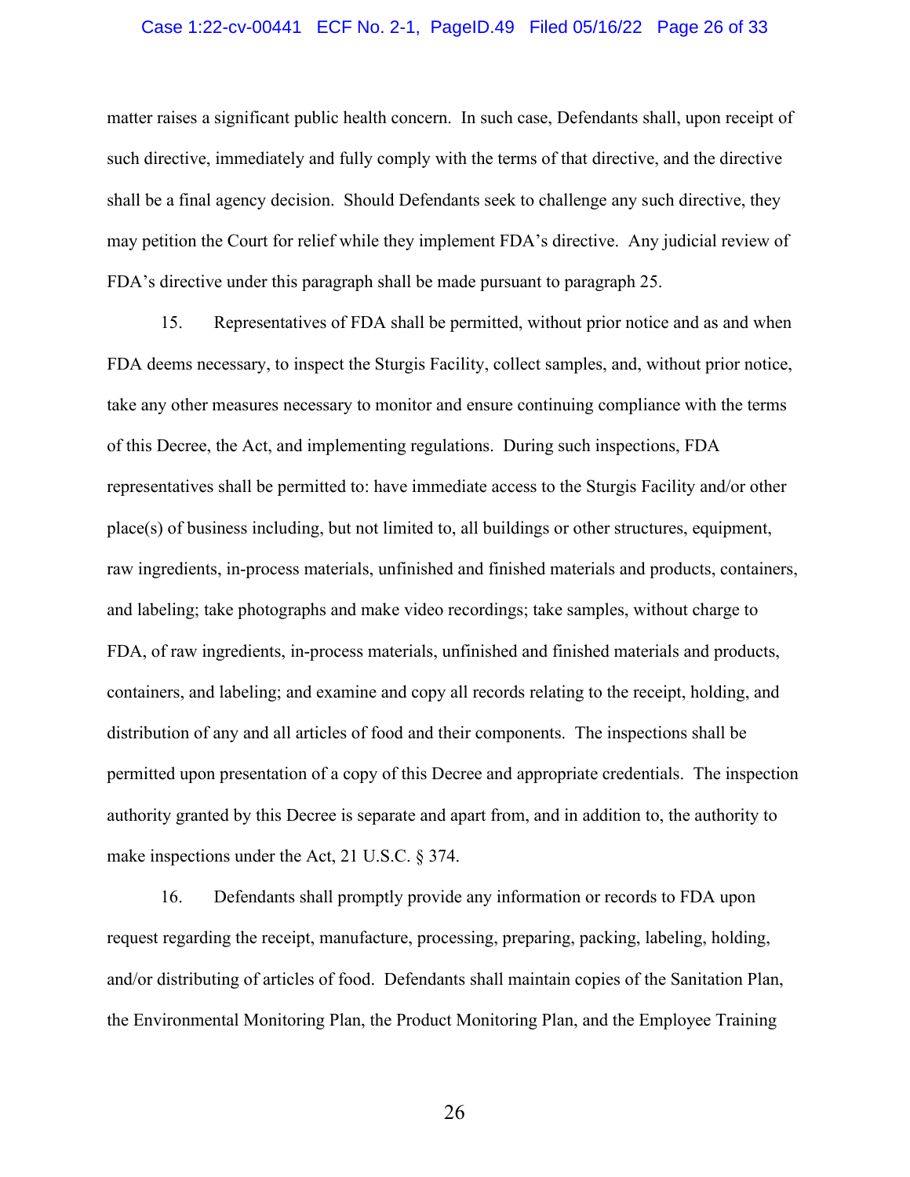matter raises a significant public health concern. In such case, Defendants shall, upon receipt of such directive, immediately and fully comply with the terms of that directive, and the directive shall be a final agency decision. Should Defendants seek to challenge any such directive, they may petition the Court for relief while they implement FDA's directive. Any judicial review of FDA's directive under this paragraph shall be made pursuant to paragraph 25.

15. Representatives of FDA shall be permitted, without prior notice and as and when FDA deems necessary, to inspect the Sturgis Facility, collect samples, and, without prior notice, take any other measures necessary to monitor and ensure continuing compliance with the terms of this Decree, the Act, and implementing regulations. During such inspections, FDA representatives shall be permitted to: have immediate access to the Sturgis Facility and/or other place(s) of business including, but not limited to, all buildings or other structures, equipment, raw ingredients, in-process materials, unfinished and finished materials and products, containers, and labeling; take photographs and make video recordings; take samples, without charge to FDA, of raw ingredients, in-process materials, unfinished and finished materials and products, containers, and labeling; and examine and copy all records relating to the receipt, holding, and distribution of any and all articles of food and their components. The inspections shall be permitted upon presentation of a copy of this Decree and appropriate credentials. The inspection authority granted by this Decree is separate and apart from, and in addition to, the authority to make inspections under the Act, 21 U.S.C. § 374.

16. Defendants shall promptly provide any information or records to FDA upon request regarding the receipt, manufacture, processing, preparing, packing, labeling, holding, and/or distributing of articles of food. Defendants shall maintain copies of the Sanitation Plan, the Environmental Monitoring Plan, the Product Monitoring Plan, and the Employee Training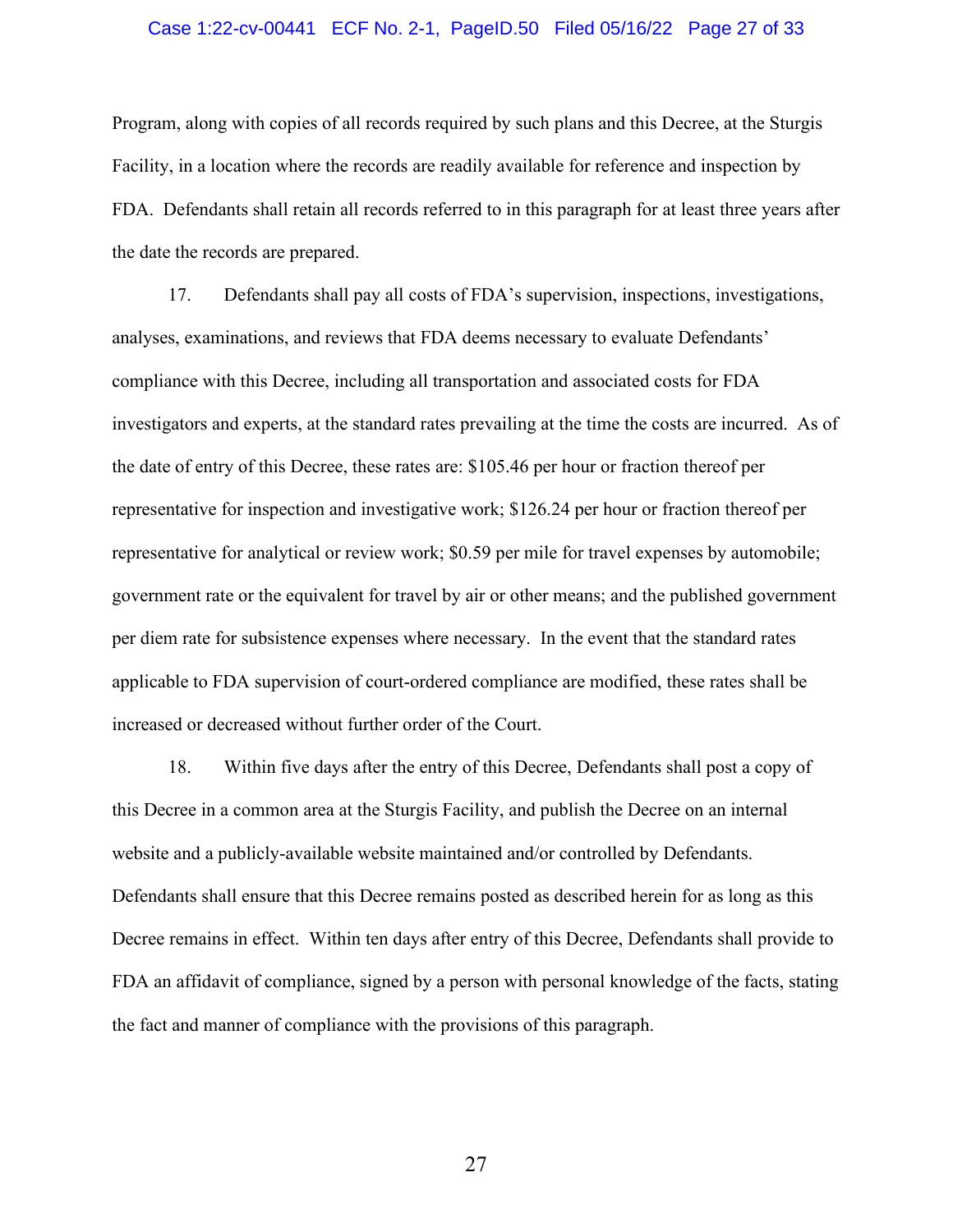Program, along with copies of all records required by such plans and this Decree, at the Sturgis Facility, in a location where the records are readily available for reference and inspection by FDA. Defendants shall retain all records referred to in this paragraph for at least three years after the date the records are prepared.

17. Defendants shall pay all costs of FDA's supervision, inspections, investigations, analyses, examinations, and reviews that FDA deems necessary to evaluate Defendants' compliance with this Decree, including all transportation and associated costs for FDA investigators and experts, at the standard rates prevailing at the time the costs are incurred. As of the date of entry of this Decree, these rates are: $105.46 per hour or fraction thereof per representative for inspection and investigative work; $126.24 per hour or fraction thereof per representative for analytical or review work; $0.59 per mile for travel expenses by automobile; government rate or the equivalent for travel by air or other means; and the published government per diem rate for subsistence expenses where necessary. In the event that the standard rates applicable to FDA supervision of court-ordered compliance are modified, these rates shall be increased or decreased without further order of the Court.

18. Within five days after the entry of this Decree, Defendants shall post a copy of this Decree in a common area at the Sturgis Facility, and publish the Decree on an internal website and a publicly-available website maintained and/or controlled by Defendants. Defendants shall ensure that this Decree remains posted as described herein for as long as this Decree remains in effect. Within ten days after entry of this Decree, Defendants shall provide to FDA an affidavit of compliance, signed by a person with personal knowledge of the facts, stating the fact and manner of compliance with the provisions of this paragraph.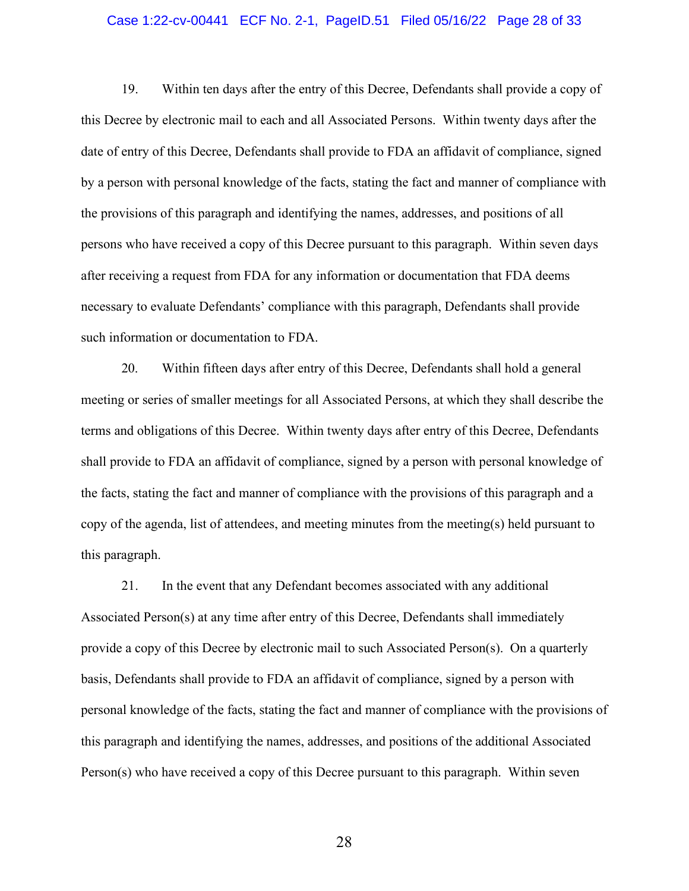19. Within ten days after the entry of this Decree, Defendants shall provide a copy of this Decree by electronic mail to each and all Associated Persons. Within twenty days after the date of entry of this Decree, Defendants shall provide to FDA an affidavit of compliance, signed by a person with personal knowledge of the facts, stating the fact and manner of compliance with the provisions of this paragraph and identifying the names, addresses, and positions of all persons who have received a copy of this Decree pursuant to this paragraph. Within seven days after receiving a request from FDA for any information or documentation that FDA deems necessary to evaluate Defendants' compliance with this paragraph, Defendants shall provide such information or documentation to FDA.

20. Within fifteen days after entry of this Decree, Defendants shall hold a general meeting or series of smaller meetings for all Associated Persons, at which they shall describe the terms and obligations of this Decree. Within twenty days after entry of this Decree, Defendants shall provide to FDA an affidavit of compliance, signed by a person with personal knowledge of the facts, stating the fact and manner of compliance with the provisions of this paragraph and a copy of the agenda, list of attendees, and meeting minutes from the meeting(s) held pursuant to this paragraph.

21. In the event that any Defendant becomes associated with any additional Associated Person(s) at any time after entry of this Decree, Defendants shall immediately provide a copy of this Decree by electronic mail to such Associated Person(s). On a quarterly basis, Defendants shall provide to FDA an affidavit of compliance, signed by a person with personal knowledge of the facts, stating the fact and manner of compliance with the provisions of this paragraph and identifying the names, addresses, and positions of the additional Associated Person(s) who have received a copy of this Decree pursuant to this paragraph. Within seven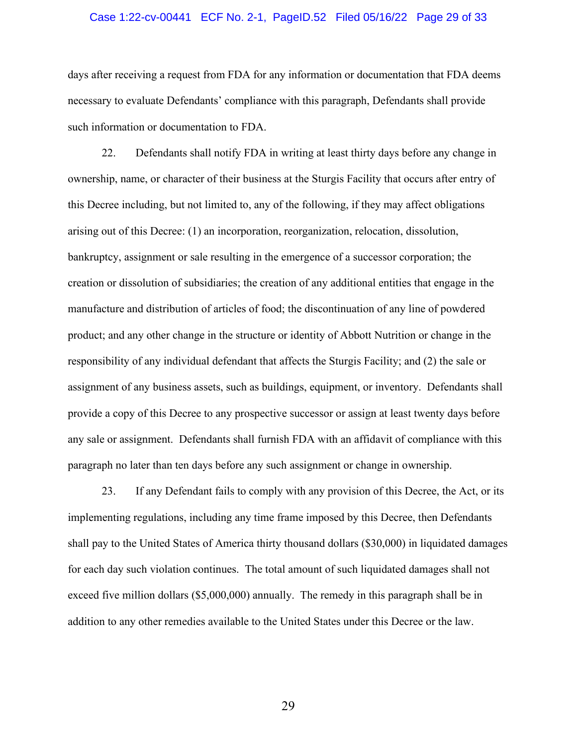days after receiving a request from FDA for any information or documentation that FDA deems necessary to evaluate Defendants' compliance with this paragraph, Defendants shall provide such information or documentation to FDA.

22. Defendants shall notify FDA in writing at least thirty days before any change in ownership, name, or character of their business at the Sturgis Facility that occurs after entry of this Decree including, but not limited to, any of the following, if they may affect obligations arising out of this Decree: (1) an incorporation, reorganization, relocation, dissolution, bankruptcy, assignment or sale resulting in the emergence of a successor corporation; the creation or dissolution of subsidiaries; the creation of any additional entities that engage in the manufacture and distribution of articles of food; the discontinuation of any line of powdered product; and any other change in the structure or identity of Abbott Nutrition or change in the responsibility of any individual defendant that affects the Sturgis Facility; and (2) the sale or assignment of any business assets, such as buildings, equipment, or inventory. Defendants shall provide a copy of this Decree to any prospective successor or assign at least twenty days before any sale or assignment. Defendants shall furnish FDA with an affidavit of compliance with this paragraph no later than ten days before any such assignment or change in ownership.

23. If any Defendant fails to comply with any provision of this Decree, the Act, or its implementing regulations, including any time frame imposed by this Decree, then Defendants shall pay to the United States of America thirty thousand dollars ($30,000) in liquidated damages for each day such violation continues. The total amount of such liquidated damages shall not exceed five million dollars ($5,000,000) annually. The remedy in this paragraph shall be in addition to any other remedies available to the United States under this Decree or the law.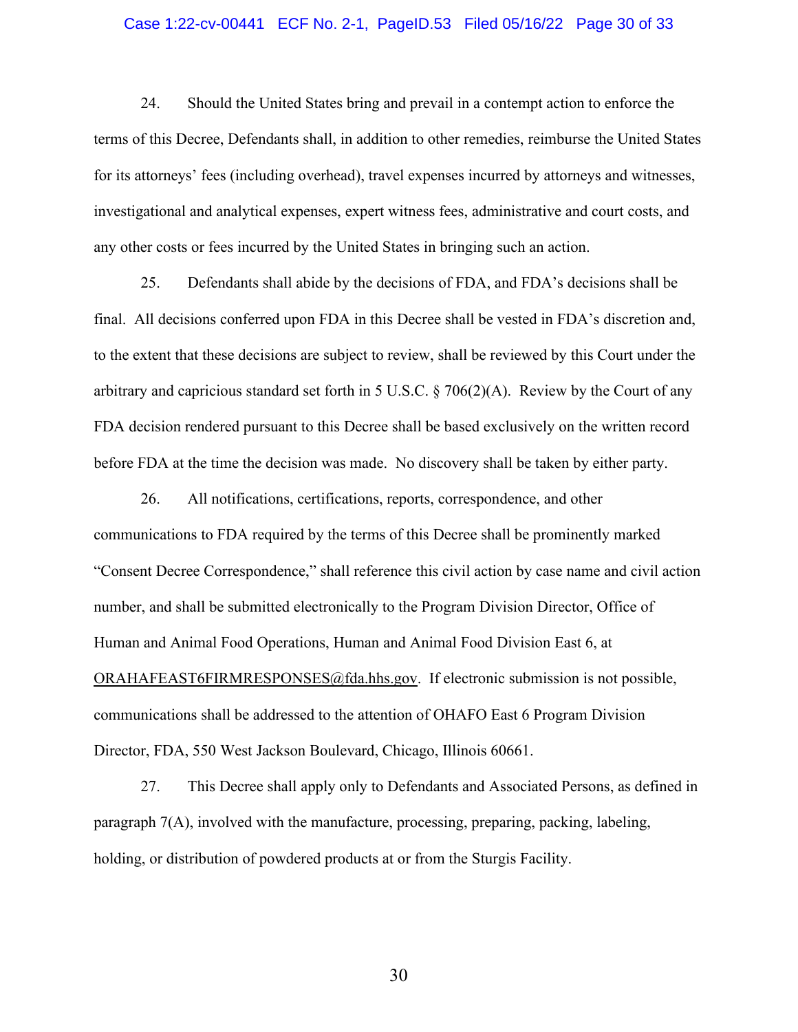24. Should the United States bring and prevail in a contempt action to enforce the terms of this Decree, Defendants shall, in addition to other remedies, reimburse the United States for its attorneys' fees (including overhead), travel expenses incurred by attorneys and witnesses, investigational and analytical expenses, expert witness fees, administrative and court costs, and any other costs or fees incurred by the United States in bringing such an action.

25. Defendants shall abide by the decisions of FDA, and FDA's decisions shall be final. All decisions conferred upon FDA in this Decree shall be vested in FDA's discretion and, to the extent that these decisions are subject to review, shall be reviewed by this Court under the arbitrary and capricious standard set forth in 5 U.S.C. § 706(2)(A). Review by the Court of any FDA decision rendered pursuant to this Decree shall be based exclusively on the written record before FDA at the time the decision was made. No discovery shall be taken by either party.

26. All notifications, certifications, reports, correspondence, and other communications to FDA required by the terms of this Decree shall be prominently marked "Consent Decree Correspondence," shall reference this civil action by case name and civil action number, and shall be submitted electronically to the Program Division Director, Office of Human and Animal Food Operations, Human and Animal Food Division East 6, at ORAHAFEAST6FIRMRESPONSES@fda.hhs.gov. If electronic submission is not possible, communications shall be addressed to the attention of OHAFO East 6 Program Division Director, FDA, 550 West Jackson Boulevard, Chicago, Illinois 60661.

27. This Decree shall apply only to Defendants and Associated Persons, as defined in paragraph 7(A), involved with the manufacture, processing, preparing, packing, labeling, holding, or distribution of powdered products at or from the Sturgis Facility.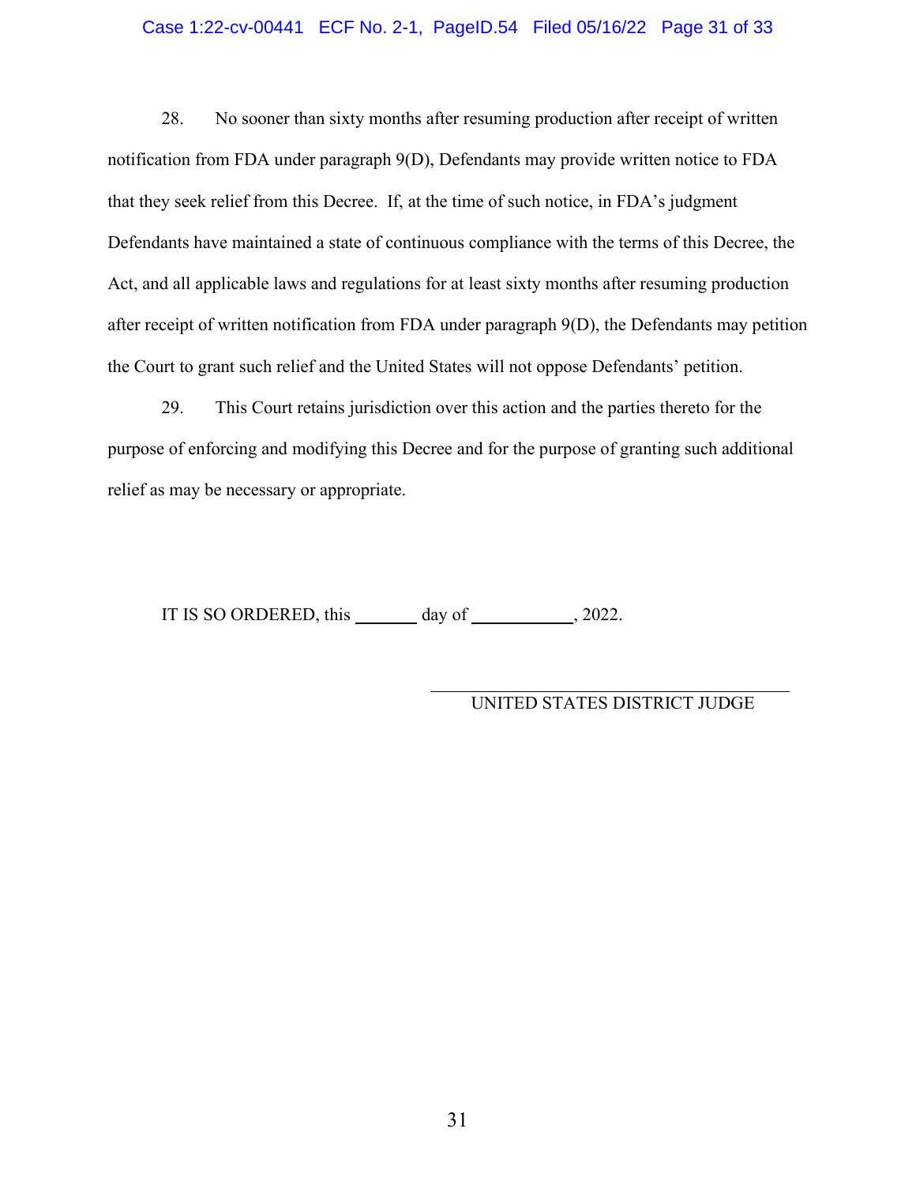28. No sooner than sixty months after resuming production after receipt of written notification from FDA under paragraph 9(D), Defendants may provide written notice to FDA that they seek relief from this Decree. If, at the time of such notice, in FDA's judgment Defendants have maintained a state of continuous compliance with the terms of this Decree, the Act, and all applicable laws and regulations for at least sixty months after resuming production after receipt of written notification from FDA under paragraph 9(D), the Defendants may petition the Court to grant such relief and the United States will not oppose Defendants' petition.

29. This Court retains jurisdiction over this action and the parties thereto for the purpose of enforcing and modifying this Decree and for the purpose of granting such additional relief as may be necessary or appropriate.

IT IS SO ORDERED, this _______ day of ___________, 2022.

_______________________________________
UNITED STATES DISTRICT JUDGE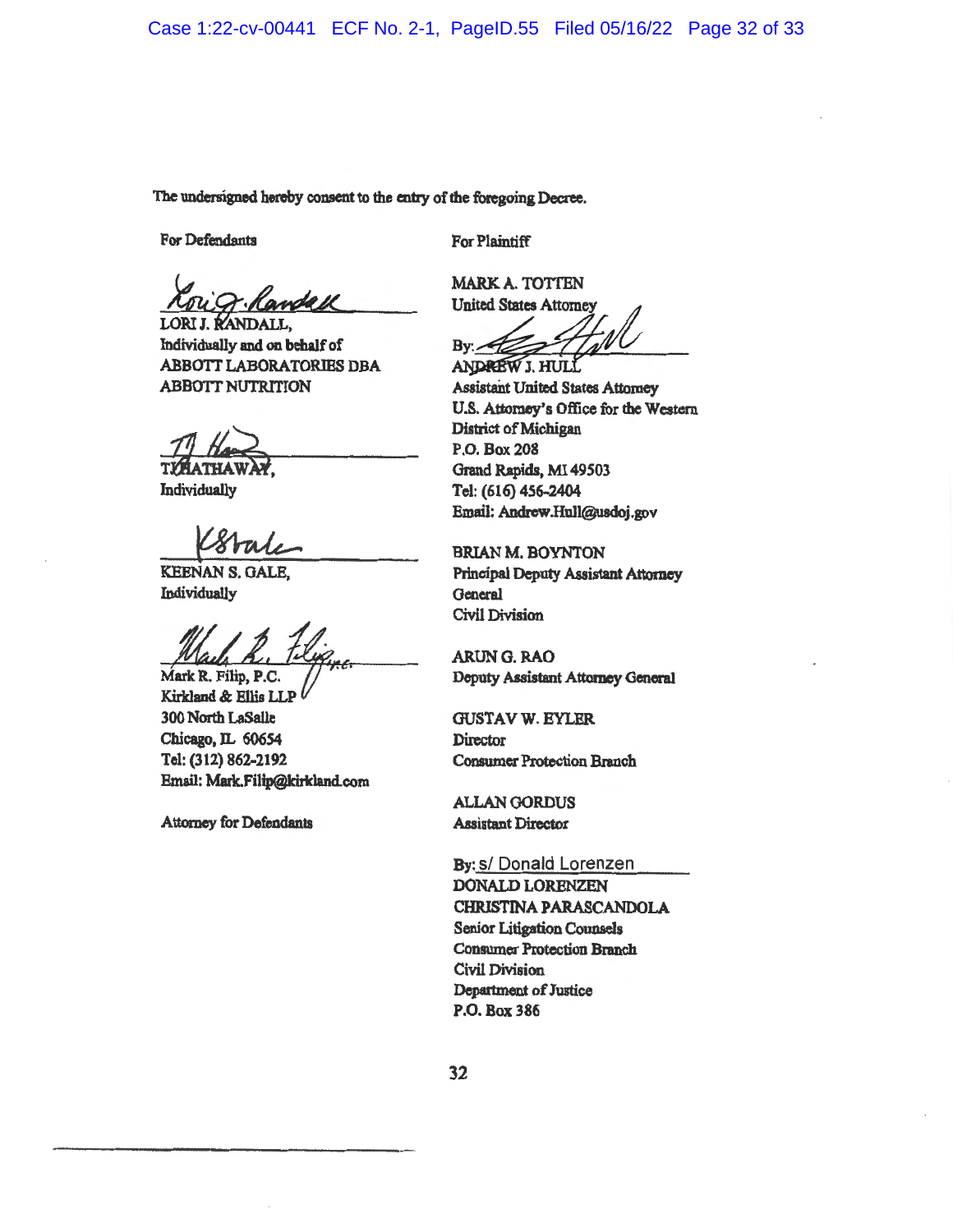The undersigned hereby consent to the entry of the foregoing Decree.

For Defendants

LORI J. RANDALL,
Individually and on behalf of
ABBOTT LABORATORIES DBA
ABBOTT NUTRITION

TJ HATHAWAY,
Individually

KEENAN S. GALE,
Individually

Mark R. Filip, P.C.
Kirkland & Ellis LLP
300 North LaSalle
Chicago, IL 60654
Tel: (312) 862-2192
Email: Mark.Filip@kirkland.com

Attorney for Defendants

For Plaintiff

MARK A. TOTTEN
United States Attorney

By:
ANDREW J. HULL
Assistant United States Attorney
U.S. Attorney's Office for the Western District of Michigan
P.O. Box 208
Grand Rapids, MI 49503
Tel: (616) 456-2404
Email: Andrew.Hull@usdoj.gov

BRIAN M. BOYNTON
Principal Deputy Assistant Attorney General
Civil Division

ARUN G. RAO
Deputy Assistant Attorney General

GUSTAV W. EYLER
Director
Consumer Protection Branch

ALLAN GORDUS
Assistant Director

By: s/ Donald Lorenzen
DONALD LORENZEN
CHRISTINA PARASCANDOLA
Senior Litigation Counsels
Consumer Protection Branch
Civil Division
Department of Justice
P.O. Box 386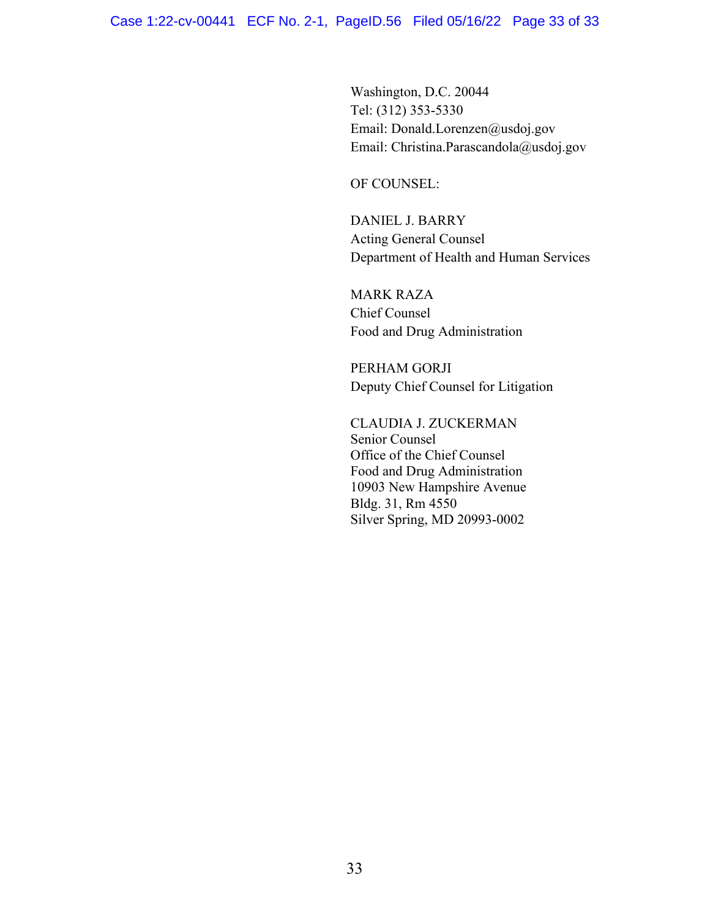Washington, D.C. 20044
Tel: (312) 353-5330
Email: Donald.Lorenzen@usdoj.gov
Email: Christina.Parascandola@usdoj.gov

OF COUNSEL:

DANIEL J. BARRY
Acting General Counsel
Department of Health and Human Services

MARK RAZA
Chief Counsel
Food and Drug Administration

PERHAM GORJI
Deputy Chief Counsel for Litigation

CLAUDIA J. ZUCKERMAN
Senior Counsel
Office of the Chief Counsel
Food and Drug Administration
10903 New Hampshire Avenue
Bldg. 31, Rm 4550
Silver Spring, MD 20993-0002